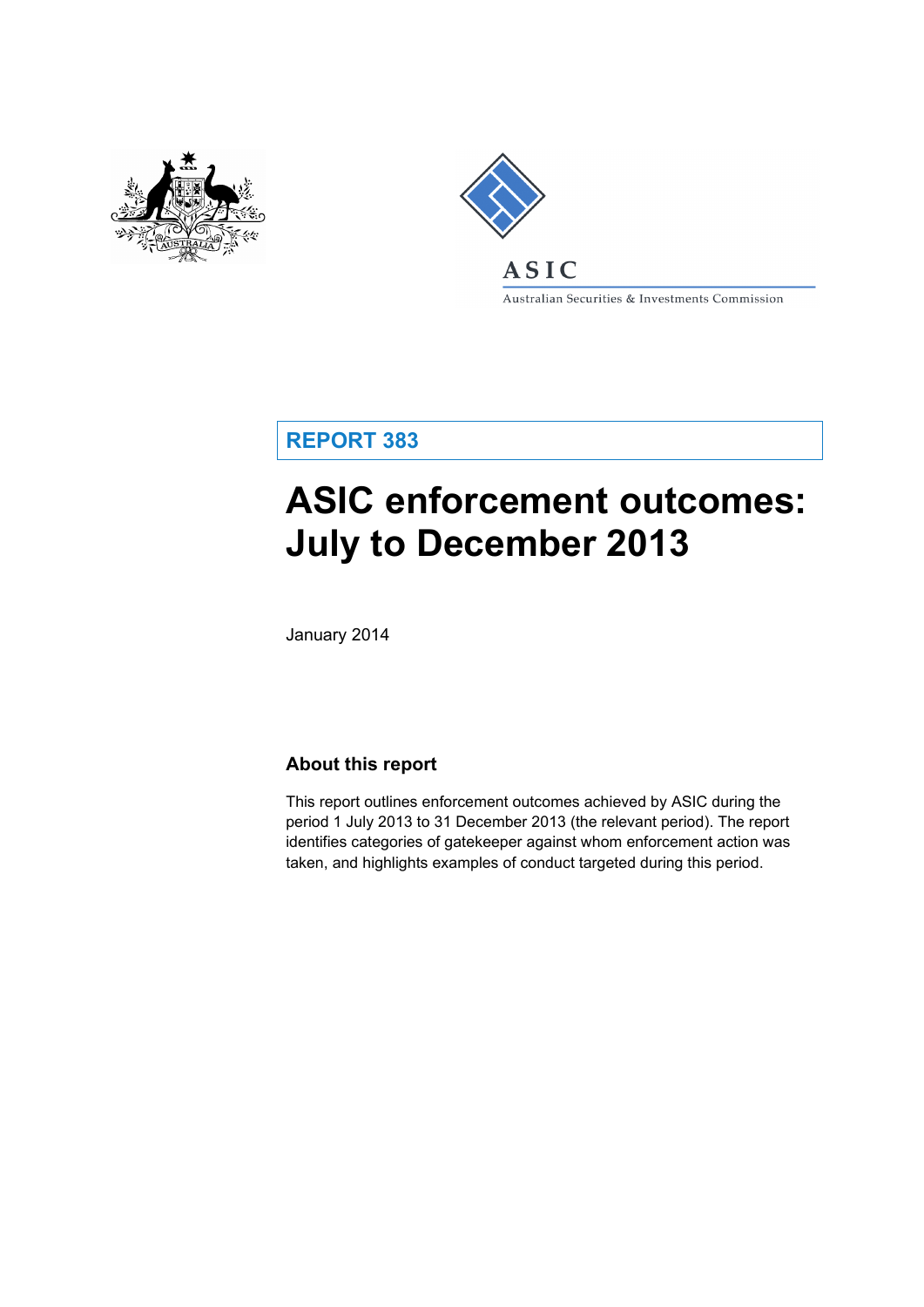ASIC

Australian Securities & Investments Commission

**REPORT 383**

# ASIC enforcement outcomes: July to December 2013

January 2014

## About this report

This report outlines enforcement outcomes achieved by ASIC during the period 1 July 2013 to 31 December 2013 (the relevant period). The report identifies categories of gatekeeper against whom enforcement action was taken, and highlights examples of conduct targeted during this period.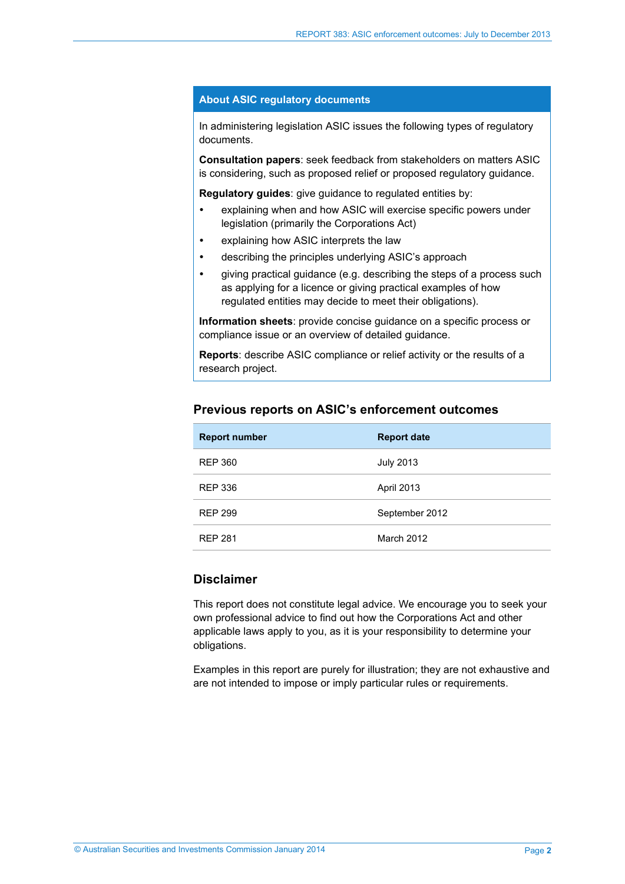## About ASIC regulatory documents

In administering legislation ASIC issues the following types of regulatory documents.

**Consultation papers**: seek feedback from stakeholders on matters ASIC is considering, such as proposed relief or proposed regulatory guidance.

**Regulatory guides**: give guidance to regulated entities by:

- explaining when and how ASIC will exercise specific powers under legislation (primarily the Corporations Act)
- explaining how ASIC interprets the law
- describing the principles underlying ASIC's approach
- giving practical guidance (e.g. describing the steps of a process such as applying for a licence or giving practical examples of how regulated entities may decide to meet their obligations).

**Information sheets**: provide concise guidance on a specific process or compliance issue or an overview of detailed guidance.

**Reports**: describe ASIC compliance or relief activity or the results of a research project.

## Previous reports on ASIC's enforcement outcomes

| Report number | Report date |
| --- | --- |
| REP 360 | July 2013 |
| REP 336 | April 2013 |
| REP 299 | September 2012 |
| REP 281 | March 2012 |

## Disclaimer

This report does not constitute legal advice. We encourage you to seek your own professional advice to find out how the Corporations Act and other applicable laws apply to you, as it is your responsibility to determine your obligations.

Examples in this report are purely for illustration; they are not exhaustive and are not intended to impose or imply particular rules or requirements.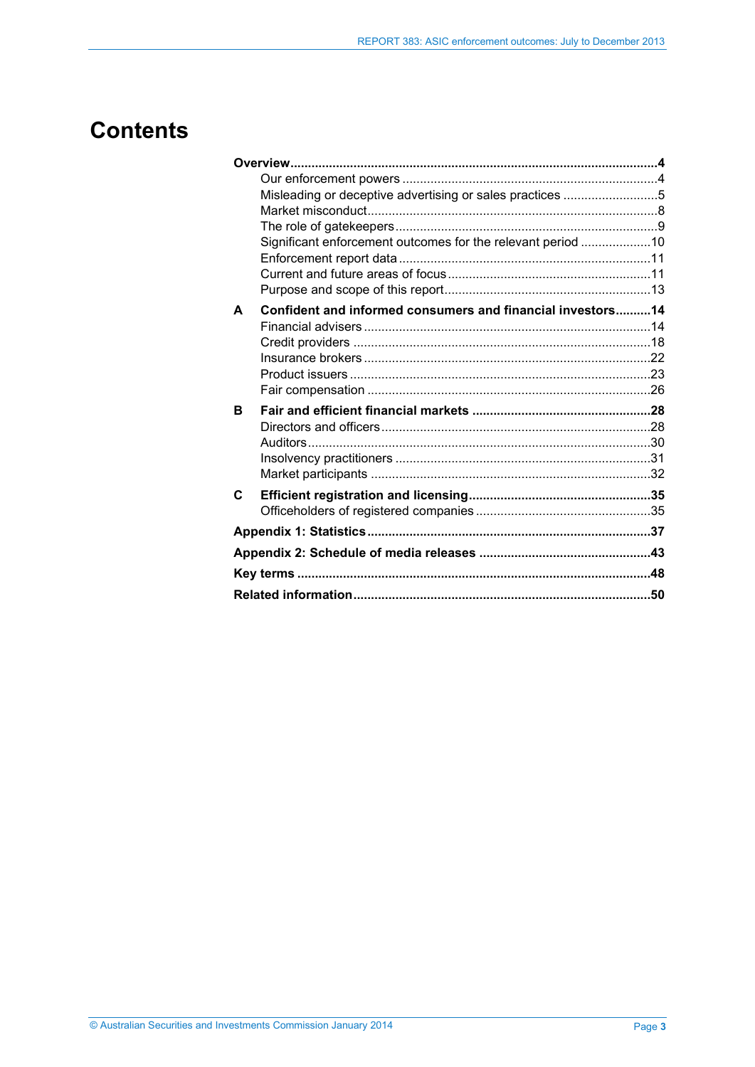# Contents

**Overview** ... **4**

- Our enforcement powers ... 4
- Misleading or deceptive advertising or sales practices ... 5
- Market misconduct ... 8
- The role of gatekeepers ... 9
- Significant enforcement outcomes for the relevant period ... 10
- Enforcement report data ... 11
- Current and future areas of focus ... 11
- Purpose and scope of this report ... 13

**A Confident and informed consumers and financial investors** ... **14**

- Financial advisers ... 14
- Credit providers ... 18
- Insurance brokers ... 22
- Product issuers ... 23
- Fair compensation ... 26

**B Fair and efficient financial markets** ... **28**

- Directors and officers ... 28
- Auditors ... 30
- Insolvency practitioners ... 31
- Market participants ... 32

**C Efficient registration and licensing** ... **35**

- Officeholders of registered companies ... 35

**Appendix 1: Statistics** ... **37**

**Appendix 2: Schedule of media releases** ... **43**

**Key terms** ... **48**

**Related information** ... **50**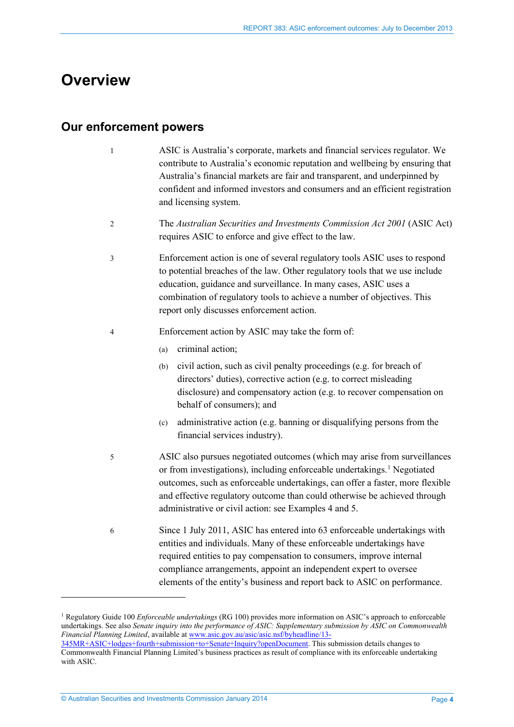# Overview

## Our enforcement powers

1. ASIC is Australia's corporate, markets and financial services regulator. We contribute to Australia's economic reputation and wellbeing by ensuring that Australia's financial markets are fair and transparent, and underpinned by confident and informed investors and consumers and an efficient registration and licensing system.

2. The *Australian Securities and Investments Commission Act 2001* (ASIC Act) requires ASIC to enforce and give effect to the law.

3. Enforcement action is one of several regulatory tools ASIC uses to respond to potential breaches of the law. Other regulatory tools that we use include education, guidance and surveillance. In many cases, ASIC uses a combination of regulatory tools to achieve a number of objectives. This report only discusses enforcement action.

4. Enforcement action by ASIC may take the form of:
   - (a) criminal action;
   - (b) civil action, such as civil penalty proceedings (e.g. for breach of directors' duties), corrective action (e.g. to correct misleading disclosure) and compensatory action (e.g. to recover compensation on behalf of consumers); and
   - (c) administrative action (e.g. banning or disqualifying persons from the financial services industry).

5. ASIC also pursues negotiated outcomes (which may arise from surveillances or from investigations), including enforceable undertakings.[1] Negotiated outcomes, such as enforceable undertakings, can offer a faster, more flexible and effective regulatory outcome than could otherwise be achieved through administrative or civil action: see Examples 4 and 5.

6. Since 1 July 2011, ASIC has entered into 63 enforceable undertakings with entities and individuals. Many of these enforceable undertakings have required entities to pay compensation to consumers, improve internal compliance arrangements, appoint an independent expert to oversee elements of the entity's business and report back to ASIC on performance.

---

[1] Regulatory Guide 100 *Enforceable undertakings* (RG 100) provides more information on ASIC's approach to enforceable undertakings. See also *Senate inquiry into the performance of ASIC: Supplementary submission by ASIC on Commonwealth Financial Planning Limited*, available at www.asic.gov.au/asic/asic.nsf/byheadline/13-345MR+ASIC+lodges+fourth+submission+to+Senate+Inquiry?openDocument. This submission details changes to Commonwealth Financial Planning Limited's business practices as result of compliance with its enforceable undertaking with ASIC.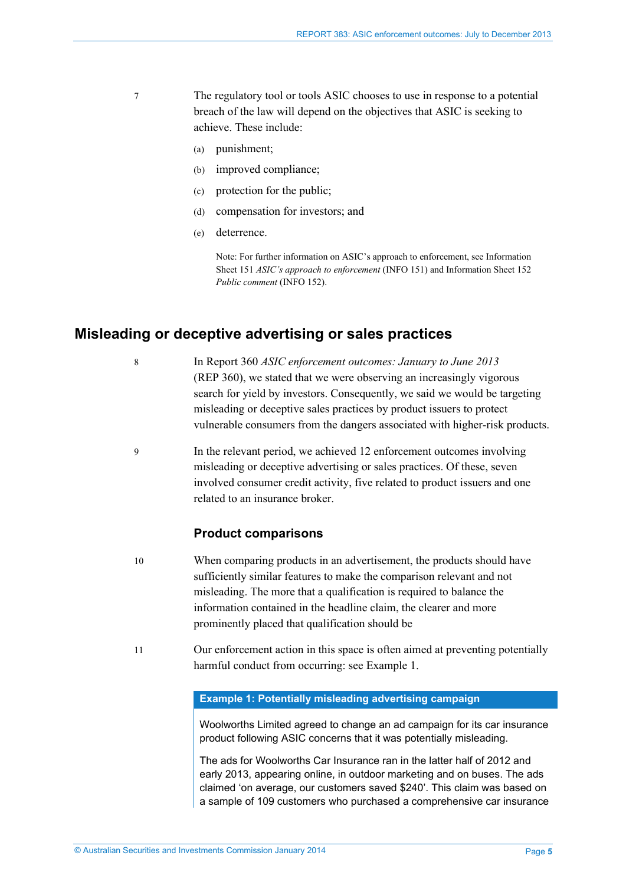7 The regulatory tool or tools ASIC chooses to use in response to a potential breach of the law will depend on the objectives that ASIC is seeking to achieve. These include:

(a) punishment;

(b) improved compliance;

(c) protection for the public;

(d) compensation for investors; and

(e) deterrence.

Note: For further information on ASIC's approach to enforcement, see Information Sheet 151 *ASIC's approach to enforcement* (INFO 151) and Information Sheet 152 *Public comment* (INFO 152).

## Misleading or deceptive advertising or sales practices

8 In Report 360 *ASIC enforcement outcomes: January to June 2013* (REP 360), we stated that we were observing an increasingly vigorous search for yield by investors. Consequently, we said we would be targeting misleading or deceptive sales practices by product issuers to protect vulnerable consumers from the dangers associated with higher-risk products.

9 In the relevant period, we achieved 12 enforcement outcomes involving misleading or deceptive advertising or sales practices. Of these, seven involved consumer credit activity, five related to product issuers and one related to an insurance broker.

### Product comparisons

10 When comparing products in an advertisement, the products should have sufficiently similar features to make the comparison relevant and not misleading. The more that a qualification is required to balance the information contained in the headline claim, the clearer and more prominently placed that qualification should be

11 Our enforcement action in this space is often aimed at preventing potentially harmful conduct from occurring: see Example 1.

**Example 1: Potentially misleading advertising campaign**

Woolworths Limited agreed to change an ad campaign for its car insurance product following ASIC concerns that it was potentially misleading.

The ads for Woolworths Car Insurance ran in the latter half of 2012 and early 2013, appearing online, in outdoor marketing and on buses. The ads claimed 'on average, our customers saved $240'. This claim was based on a sample of 109 customers who purchased a comprehensive car insurance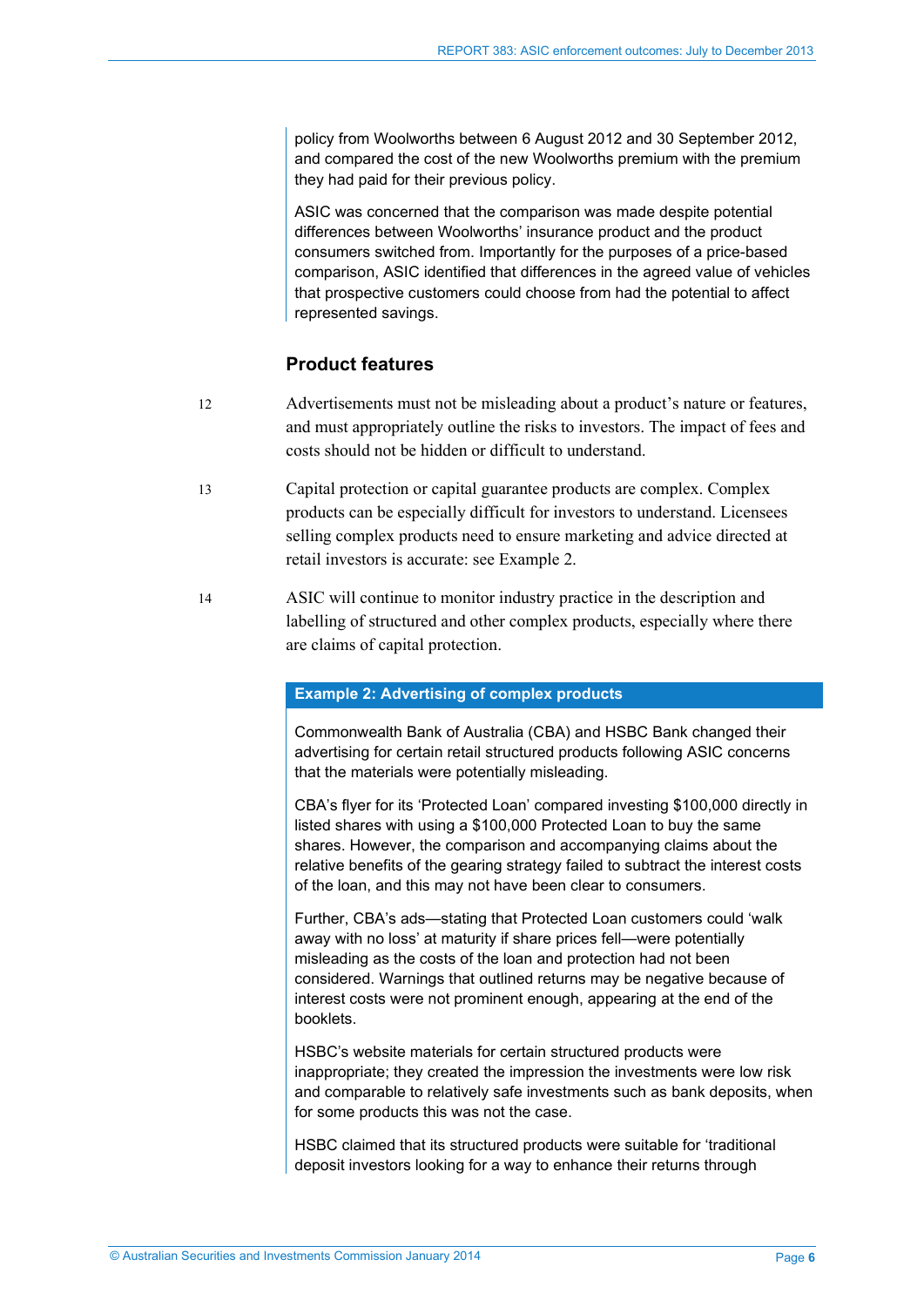policy from Woolworths between 6 August 2012 and 30 September 2012, and compared the cost of the new Woolworths premium with the premium they had paid for their previous policy.

ASIC was concerned that the comparison was made despite potential differences between Woolworths' insurance product and the product consumers switched from. Importantly for the purposes of a price-based comparison, ASIC identified that differences in the agreed value of vehicles that prospective customers could choose from had the potential to affect represented savings.

### Product features

12 Advertisements must not be misleading about a product's nature or features, and must appropriately outline the risks to investors. The impact of fees and costs should not be hidden or difficult to understand.

13 Capital protection or capital guarantee products are complex. Complex products can be especially difficult for investors to understand. Licensees selling complex products need to ensure marketing and advice directed at retail investors is accurate: see Example 2.

14 ASIC will continue to monitor industry practice in the description and labelling of structured and other complex products, especially where there are claims of capital protection.

**Example 2: Advertising of complex products**

Commonwealth Bank of Australia (CBA) and HSBC Bank changed their advertising for certain retail structured products following ASIC concerns that the materials were potentially misleading.

CBA's flyer for its 'Protected Loan' compared investing $100,000 directly in listed shares with using a $100,000 Protected Loan to buy the same shares. However, the comparison and accompanying claims about the relative benefits of the gearing strategy failed to subtract the interest costs of the loan, and this may not have been clear to consumers.

Further, CBA's ads—stating that Protected Loan customers could 'walk away with no loss' at maturity if share prices fell—were potentially misleading as the costs of the loan and protection had not been considered. Warnings that outlined returns may be negative because of interest costs were not prominent enough, appearing at the end of the booklets.

HSBC's website materials for certain structured products were inappropriate; they created the impression the investments were low risk and comparable to relatively safe investments such as bank deposits, when for some products this was not the case.

HSBC claimed that its structured products were suitable for 'traditional deposit investors looking for a way to enhance their returns through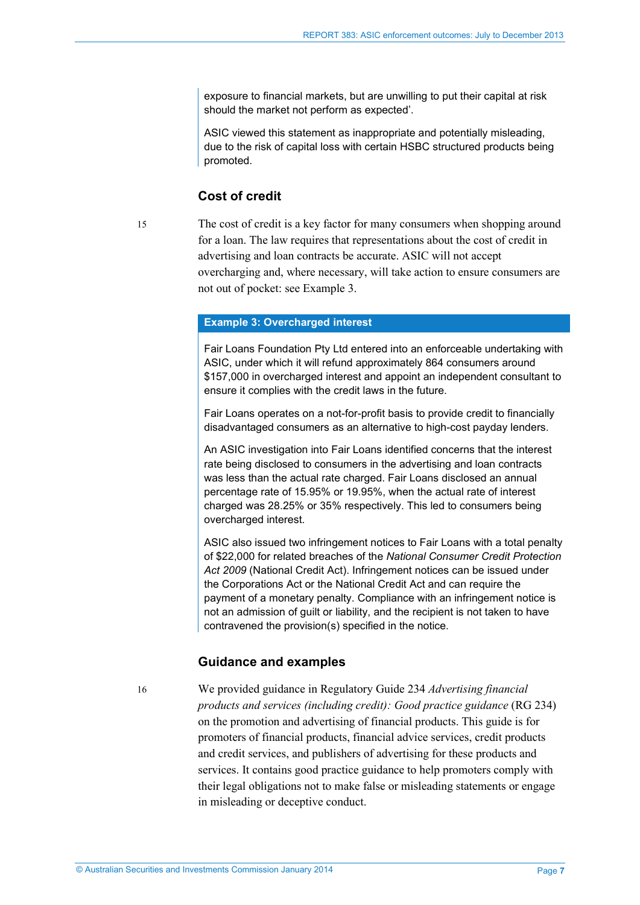exposure to financial markets, but are unwilling to put their capital at risk should the market not perform as expected'.

ASIC viewed this statement as inappropriate and potentially misleading, due to the risk of capital loss with certain HSBC structured products being promoted.

## Cost of credit

15 The cost of credit is a key factor for many consumers when shopping around for a loan. The law requires that representations about the cost of credit in advertising and loan contracts be accurate. ASIC will not accept overcharging and, where necessary, will take action to ensure consumers are not out of pocket: see Example 3.

**Example 3: Overcharged interest**

Fair Loans Foundation Pty Ltd entered into an enforceable undertaking with ASIC, under which it will refund approximately 864 consumers around $157,000 in overcharged interest and appoint an independent consultant to ensure it complies with the credit laws in the future.

Fair Loans operates on a not-for-profit basis to provide credit to financially disadvantaged consumers as an alternative to high-cost payday lenders.

An ASIC investigation into Fair Loans identified concerns that the interest rate being disclosed to consumers in the advertising and loan contracts was less than the actual rate charged. Fair Loans disclosed an annual percentage rate of 15.95% or 19.95%, when the actual rate of interest charged was 28.25% or 35% respectively. This led to consumers being overcharged interest.

ASIC also issued two infringement notices to Fair Loans with a total penalty of $22,000 for related breaches of the *National Consumer Credit Protection Act 2009* (National Credit Act). Infringement notices can be issued under the Corporations Act or the National Credit Act and can require the payment of a monetary penalty. Compliance with an infringement notice is not an admission of guilt or liability, and the recipient is not taken to have contravened the provision(s) specified in the notice.

## Guidance and examples

16 We provided guidance in Regulatory Guide 234 *Advertising financial products and services (including credit): Good practice guidance* (RG 234) on the promotion and advertising of financial products. This guide is for promoters of financial products, financial advice services, credit products and credit services, and publishers of advertising for these products and services. It contains good practice guidance to help promoters comply with their legal obligations not to make false or misleading statements or engage in misleading or deceptive conduct.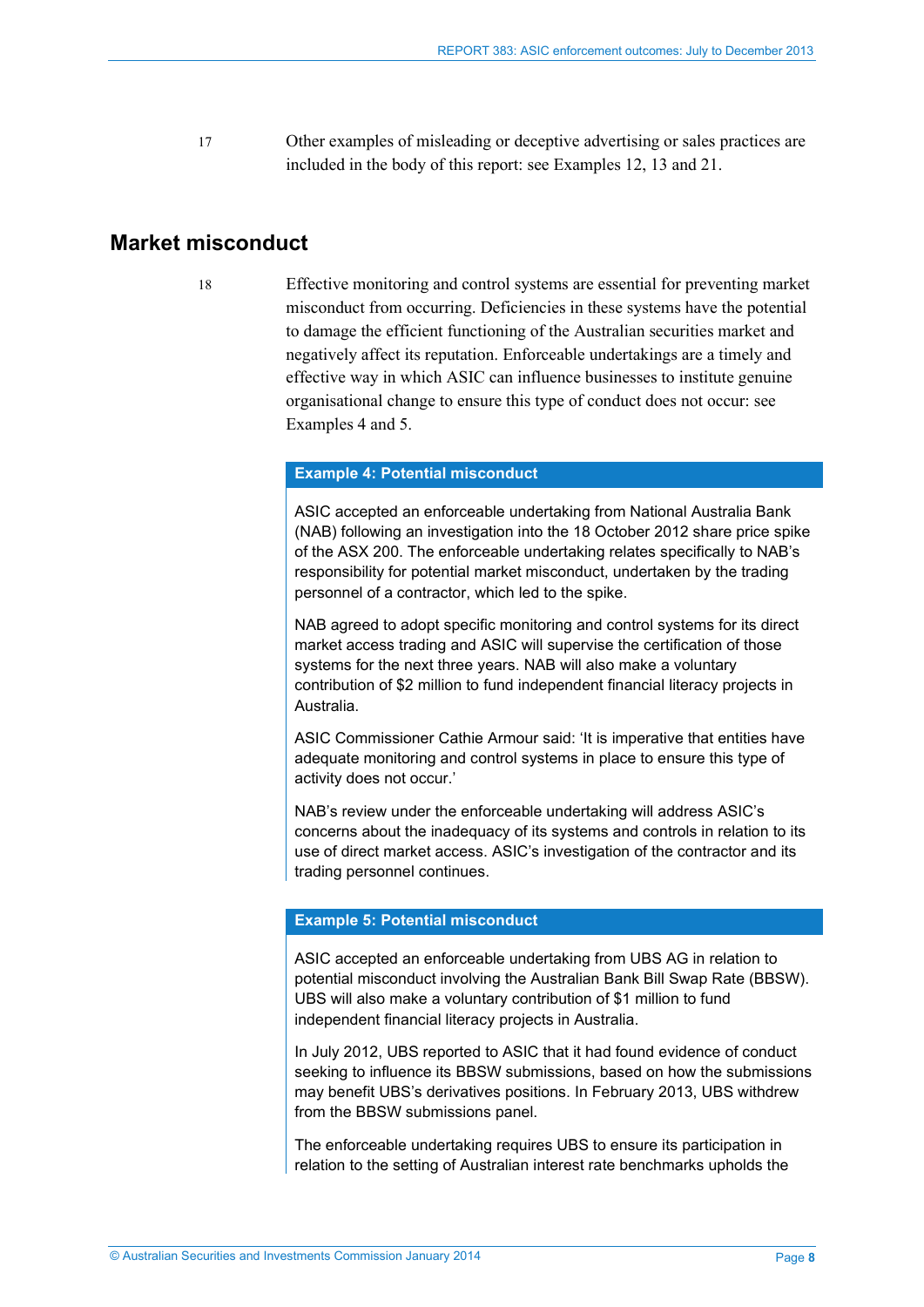17 Other examples of misleading or deceptive advertising or sales practices are included in the body of this report: see Examples 12, 13 and 21.

## Market misconduct

18 Effective monitoring and control systems are essential for preventing market misconduct from occurring. Deficiencies in these systems have the potential to damage the efficient functioning of the Australian securities market and negatively affect its reputation. Enforceable undertakings are a timely and effective way in which ASIC can influence businesses to institute genuine organisational change to ensure this type of conduct does not occur: see Examples 4 and 5.

**Example 4: Potential misconduct**

ASIC accepted an enforceable undertaking from National Australia Bank (NAB) following an investigation into the 18 October 2012 share price spike of the ASX 200. The enforceable undertaking relates specifically to NAB's responsibility for potential market misconduct, undertaken by the trading personnel of a contractor, which led to the spike.

NAB agreed to adopt specific monitoring and control systems for its direct market access trading and ASIC will supervise the certification of those systems for the next three years. NAB will also make a voluntary contribution of $2 million to fund independent financial literacy projects in Australia.

ASIC Commissioner Cathie Armour said: 'It is imperative that entities have adequate monitoring and control systems in place to ensure this type of activity does not occur.'

NAB's review under the enforceable undertaking will address ASIC's concerns about the inadequacy of its systems and controls in relation to its use of direct market access. ASIC's investigation of the contractor and its trading personnel continues.

**Example 5: Potential misconduct**

ASIC accepted an enforceable undertaking from UBS AG in relation to potential misconduct involving the Australian Bank Bill Swap Rate (BBSW). UBS will also make a voluntary contribution of $1 million to fund independent financial literacy projects in Australia.

In July 2012, UBS reported to ASIC that it had found evidence of conduct seeking to influence its BBSW submissions, based on how the submissions may benefit UBS's derivatives positions. In February 2013, UBS withdrew from the BBSW submissions panel.

The enforceable undertaking requires UBS to ensure its participation in relation to the setting of Australian interest rate benchmarks upholds the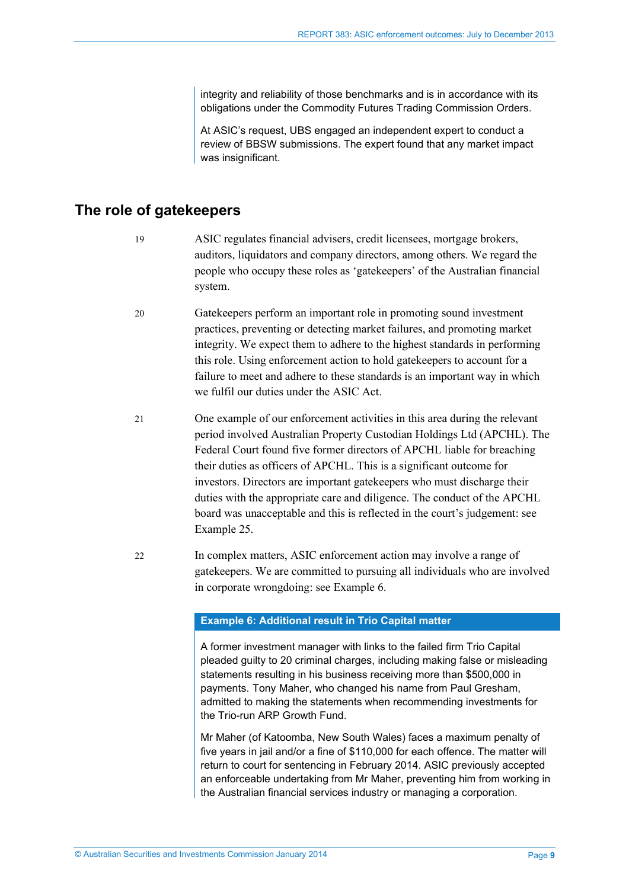integrity and reliability of those benchmarks and is in accordance with its obligations under the Commodity Futures Trading Commission Orders.

At ASIC's request, UBS engaged an independent expert to conduct a review of BBSW submissions. The expert found that any market impact was insignificant.

## The role of gatekeepers

19 ASIC regulates financial advisers, credit licensees, mortgage brokers, auditors, liquidators and company directors, among others. We regard the people who occupy these roles as 'gatekeepers' of the Australian financial system.

20 Gatekeepers perform an important role in promoting sound investment practices, preventing or detecting market failures, and promoting market integrity. We expect them to adhere to the highest standards in performing this role. Using enforcement action to hold gatekeepers to account for a failure to meet and adhere to these standards is an important way in which we fulfil our duties under the ASIC Act.

21 One example of our enforcement activities in this area during the relevant period involved Australian Property Custodian Holdings Ltd (APCHL). The Federal Court found five former directors of APCHL liable for breaching their duties as officers of APCHL. This is a significant outcome for investors. Directors are important gatekeepers who must discharge their duties with the appropriate care and diligence. The conduct of the APCHL board was unacceptable and this is reflected in the court's judgement: see Example 25.

22 In complex matters, ASIC enforcement action may involve a range of gatekeepers. We are committed to pursuing all individuals who are involved in corporate wrongdoing: see Example 6.

**Example 6: Additional result in Trio Capital matter**

A former investment manager with links to the failed firm Trio Capital pleaded guilty to 20 criminal charges, including making false or misleading statements resulting in his business receiving more than $500,000 in payments. Tony Maher, who changed his name from Paul Gresham, admitted to making the statements when recommending investments for the Trio-run ARP Growth Fund.

Mr Maher (of Katoomba, New South Wales) faces a maximum penalty of five years in jail and/or a fine of $110,000 for each offence. The matter will return to court for sentencing in February 2014. ASIC previously accepted an enforceable undertaking from Mr Maher, preventing him from working in the Australian financial services industry or managing a corporation.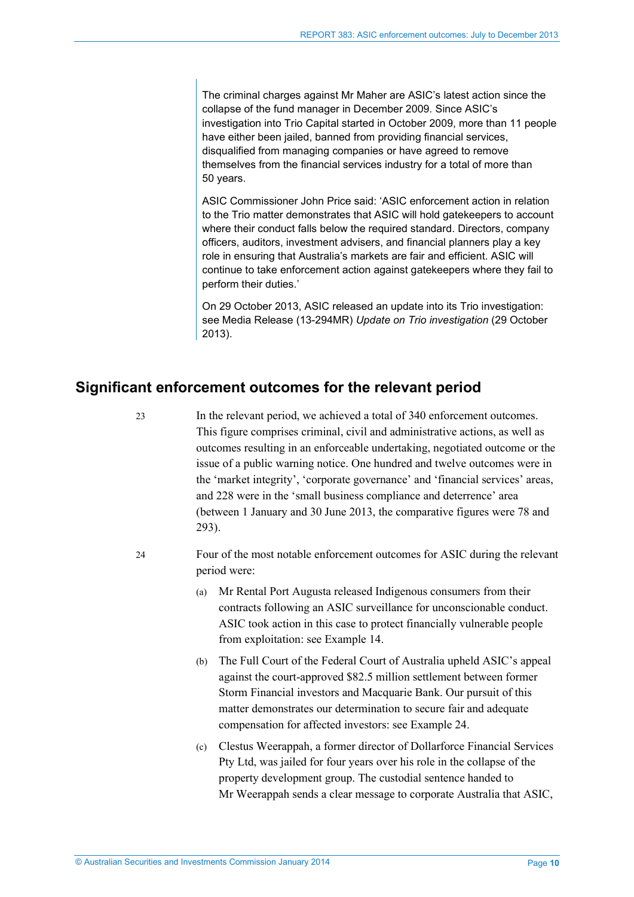> The criminal charges against Mr Maher are ASIC's latest action since the collapse of the fund manager in December 2009. Since ASIC's investigation into Trio Capital started in October 2009, more than 11 people have either been jailed, banned from providing financial services, disqualified from managing companies or have agreed to remove themselves from the financial services industry for a total of more than 50 years.
>
> ASIC Commissioner John Price said: 'ASIC enforcement action in relation to the Trio matter demonstrates that ASIC will hold gatekeepers to account where their conduct falls below the required standard. Directors, company officers, auditors, investment advisers, and financial planners play a key role in ensuring that Australia's markets are fair and efficient. ASIC will continue to take enforcement action against gatekeepers where they fail to perform their duties.'
>
> On 29 October 2013, ASIC released an update into its Trio investigation: see Media Release (13-294MR) *Update on Trio investigation* (29 October 2013).

## Significant enforcement outcomes for the relevant period

23 In the relevant period, we achieved a total of 340 enforcement outcomes. This figure comprises criminal, civil and administrative actions, as well as outcomes resulting in an enforceable undertaking, negotiated outcome or the issue of a public warning notice. One hundred and twelve outcomes were in the 'market integrity', 'corporate governance' and 'financial services' areas, and 228 were in the 'small business compliance and deterrence' area (between 1 January and 30 June 2013, the comparative figures were 78 and 293).

24 Four of the most notable enforcement outcomes for ASIC during the relevant period were:

(a) Mr Rental Port Augusta released Indigenous consumers from their contracts following an ASIC surveillance for unconscionable conduct. ASIC took action in this case to protect financially vulnerable people from exploitation: see Example 14.

(b) The Full Court of the Federal Court of Australia upheld ASIC's appeal against the court-approved $82.5 million settlement between former Storm Financial investors and Macquarie Bank. Our pursuit of this matter demonstrates our determination to secure fair and adequate compensation for affected investors: see Example 24.

(c) Clestus Weerappah, a former director of Dollarforce Financial Services Pty Ltd, was jailed for four years over his role in the collapse of the property development group. The custodial sentence handed to Mr Weerappah sends a clear message to corporate Australia that ASIC,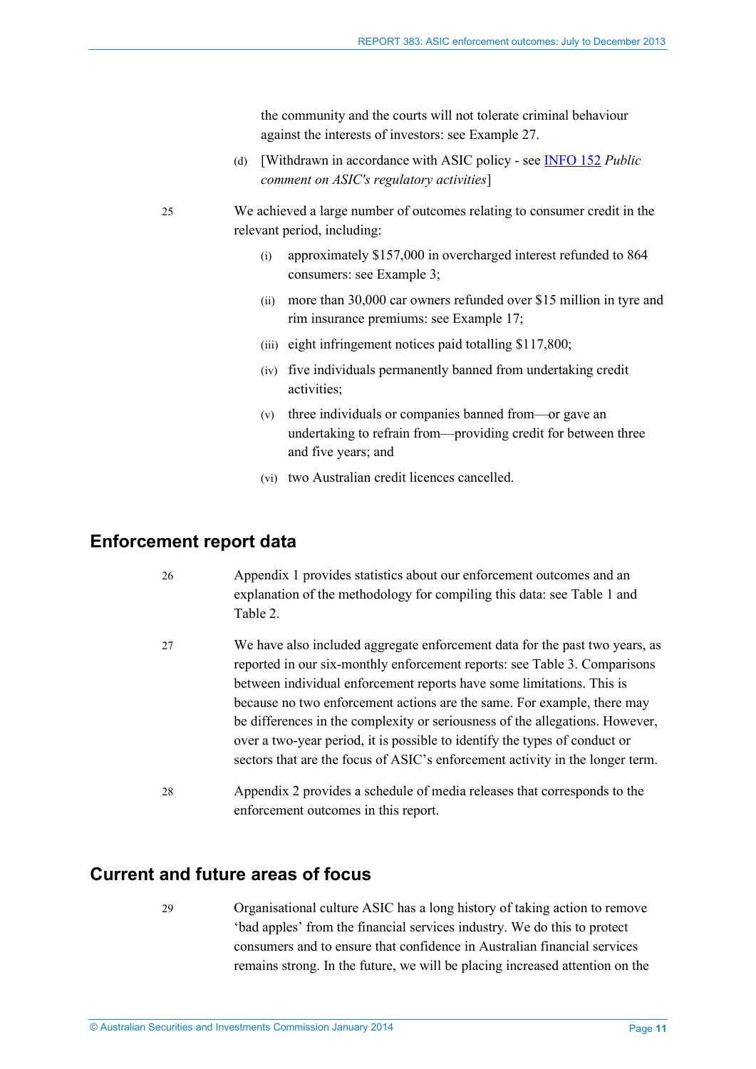the community and the courts will not tolerate criminal behaviour against the interests of investors: see Example 27.

(d) [Withdrawn in accordance with ASIC policy - see INFO 152 *Public comment on ASIC's regulatory activities*]

25 We achieved a large number of outcomes relating to consumer credit in the relevant period, including:

(i) approximately $157,000 in overcharged interest refunded to 864 consumers: see Example 3;

(ii) more than 30,000 car owners refunded over $15 million in tyre and rim insurance premiums: see Example 17;

(iii) eight infringement notices paid totalling $117,800;

(iv) five individuals permanently banned from undertaking credit activities;

(v) three individuals or companies banned from—or gave an undertaking to refrain from—providing credit for between three and five years; and

(vi) two Australian credit licences cancelled.

## Enforcement report data

26 Appendix 1 provides statistics about our enforcement outcomes and an explanation of the methodology for compiling this data: see Table 1 and Table 2.

27 We have also included aggregate enforcement data for the past two years, as reported in our six-monthly enforcement reports: see Table 3. Comparisons between individual enforcement reports have some limitations. This is because no two enforcement actions are the same. For example, there may be differences in the complexity or seriousness of the allegations. However, over a two-year period, it is possible to identify the types of conduct or sectors that are the focus of ASIC's enforcement activity in the longer term.

28 Appendix 2 provides a schedule of media releases that corresponds to the enforcement outcomes in this report.

## Current and future areas of focus

29 Organisational culture ASIC has a long history of taking action to remove 'bad apples' from the financial services industry. We do this to protect consumers and to ensure that confidence in Australian financial services remains strong. In the future, we will be placing increased attention on the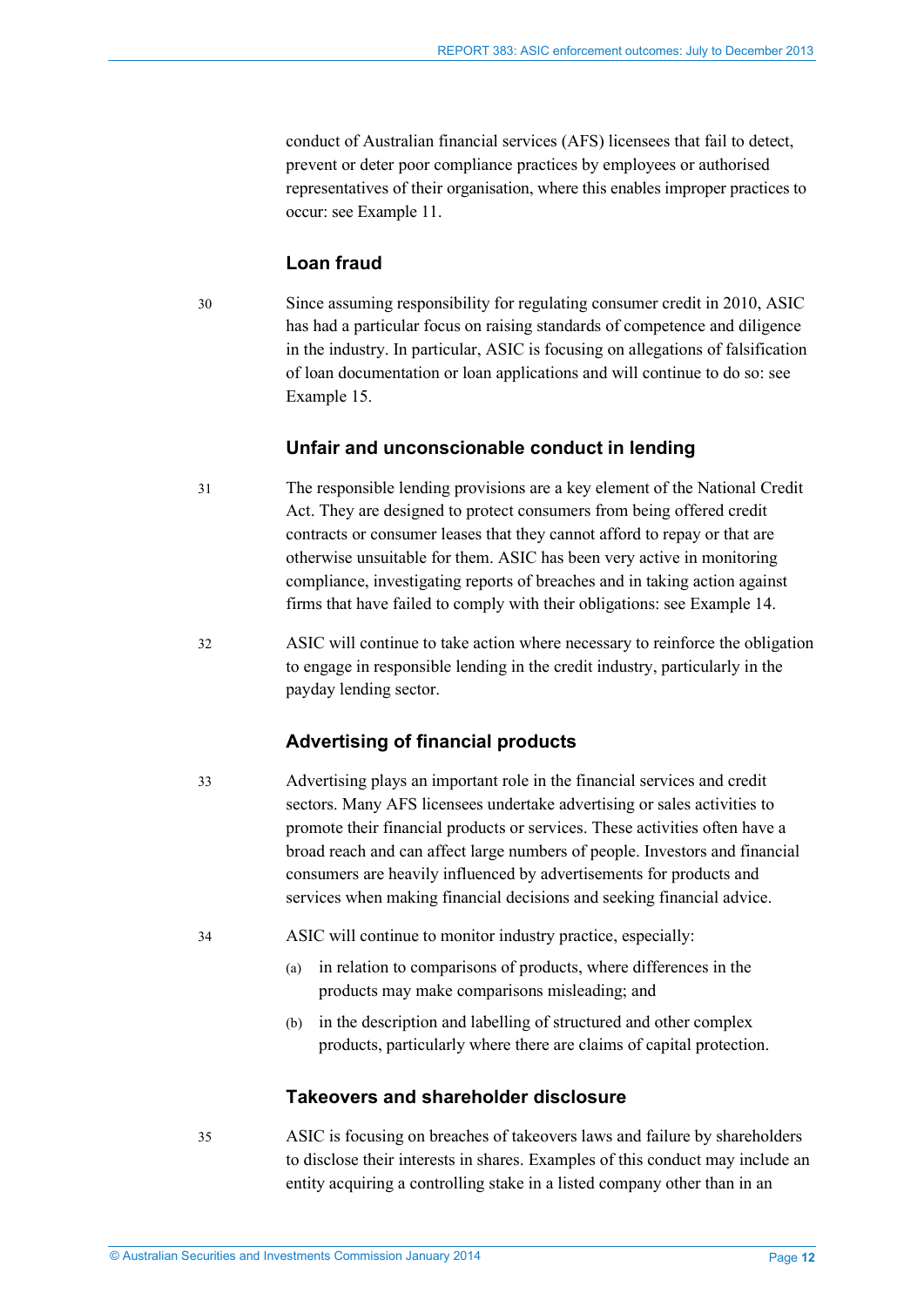conduct of Australian financial services (AFS) licensees that fail to detect, prevent or deter poor compliance practices by employees or authorised representatives of their organisation, where this enables improper practices to occur: see Example 11.

### Loan fraud

30 Since assuming responsibility for regulating consumer credit in 2010, ASIC has had a particular focus on raising standards of competence and diligence in the industry. In particular, ASIC is focusing on allegations of falsification of loan documentation or loan applications and will continue to do so: see Example 15.

### Unfair and unconscionable conduct in lending

31 The responsible lending provisions are a key element of the National Credit Act. They are designed to protect consumers from being offered credit contracts or consumer leases that they cannot afford to repay or that are otherwise unsuitable for them. ASIC has been very active in monitoring compliance, investigating reports of breaches and in taking action against firms that have failed to comply with their obligations: see Example 14.

32 ASIC will continue to take action where necessary to reinforce the obligation to engage in responsible lending in the credit industry, particularly in the payday lending sector.

### Advertising of financial products

33 Advertising plays an important role in the financial services and credit sectors. Many AFS licensees undertake advertising or sales activities to promote their financial products or services. These activities often have a broad reach and can affect large numbers of people. Investors and financial consumers are heavily influenced by advertisements for products and services when making financial decisions and seeking financial advice.

34 ASIC will continue to monitor industry practice, especially:

(a) in relation to comparisons of products, where differences in the products may make comparisons misleading; and

(b) in the description and labelling of structured and other complex products, particularly where there are claims of capital protection.

### Takeovers and shareholder disclosure

35 ASIC is focusing on breaches of takeovers laws and failure by shareholders to disclose their interests in shares. Examples of this conduct may include an entity acquiring a controlling stake in a listed company other than in an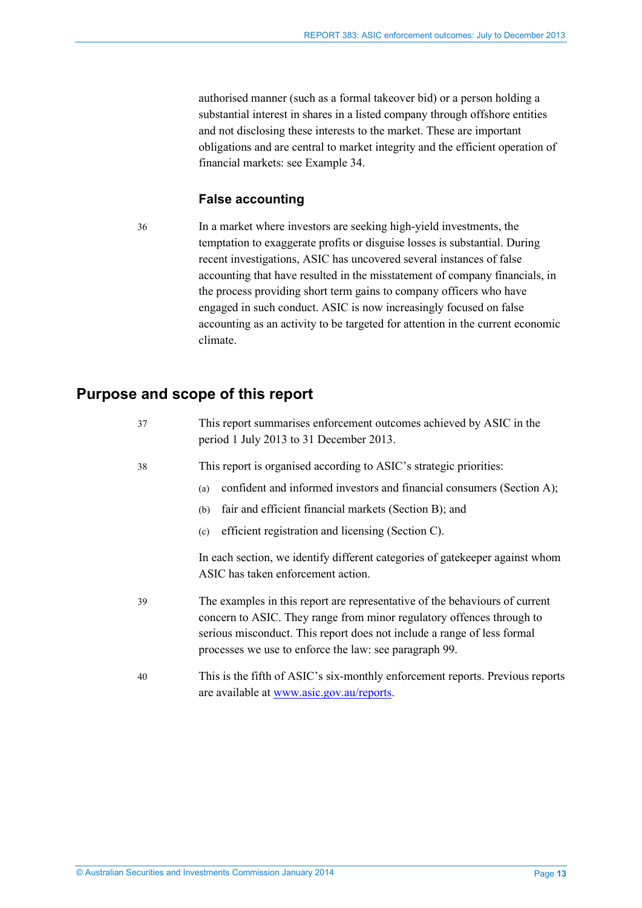authorised manner (such as a formal takeover bid) or a person holding a substantial interest in shares in a listed company through offshore entities and not disclosing these interests to the market. These are important obligations and are central to market integrity and the efficient operation of financial markets: see Example 34.

### False accounting

36 In a market where investors are seeking high-yield investments, the temptation to exaggerate profits or disguise losses is substantial. During recent investigations, ASIC has uncovered several instances of false accounting that have resulted in the misstatement of company financials, in the process providing short term gains to company officers who have engaged in such conduct. ASIC is now increasingly focused on false accounting as an activity to be targeted for attention in the current economic climate.

## Purpose and scope of this report

37 This report summarises enforcement outcomes achieved by ASIC in the period 1 July 2013 to 31 December 2013.

38 This report is organised according to ASIC's strategic priorities:

(a) confident and informed investors and financial consumers (Section A);

(b) fair and efficient financial markets (Section B); and

(c) efficient registration and licensing (Section C).

In each section, we identify different categories of gatekeeper against whom ASIC has taken enforcement action.

39 The examples in this report are representative of the behaviours of current concern to ASIC. They range from minor regulatory offences through to serious misconduct. This report does not include a range of less formal processes we use to enforce the law: see paragraph 99.

40 This is the fifth of ASIC's six-monthly enforcement reports. Previous reports are available at www.asic.gov.au/reports.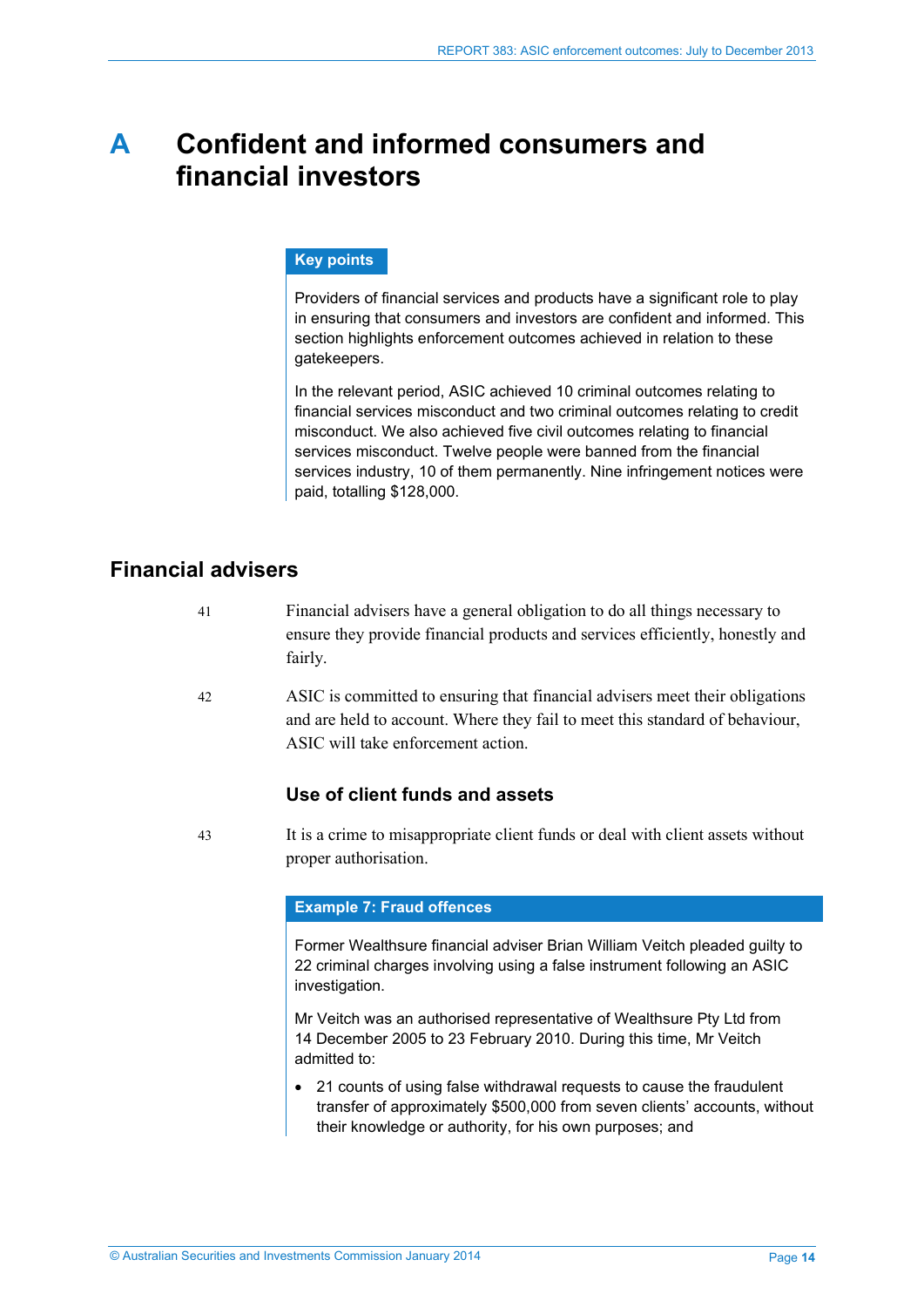# A Confident and informed consumers and financial investors

**Key points**

Providers of financial services and products have a significant role to play in ensuring that consumers and investors are confident and informed. This section highlights enforcement outcomes achieved in relation to these gatekeepers.

In the relevant period, ASIC achieved 10 criminal outcomes relating to financial services misconduct and two criminal outcomes relating to credit misconduct. We also achieved five civil outcomes relating to financial services misconduct. Twelve people were banned from the financial services industry, 10 of them permanently. Nine infringement notices were paid, totalling $128,000.

## Financial advisers

41 Financial advisers have a general obligation to do all things necessary to ensure they provide financial products and services efficiently, honestly and fairly.

42 ASIC is committed to ensuring that financial advisers meet their obligations and are held to account. Where they fail to meet this standard of behaviour, ASIC will take enforcement action.

### Use of client funds and assets

43 It is a crime to misappropriate client funds or deal with client assets without proper authorisation.

**Example 7: Fraud offences**

Former Wealthsure financial adviser Brian William Veitch pleaded guilty to 22 criminal charges involving using a false instrument following an ASIC investigation.

Mr Veitch was an authorised representative of Wealthsure Pty Ltd from 14 December 2005 to 23 February 2010. During this time, Mr Veitch admitted to:

- 21 counts of using false withdrawal requests to cause the fraudulent transfer of approximately $500,000 from seven clients' accounts, without their knowledge or authority, for his own purposes; and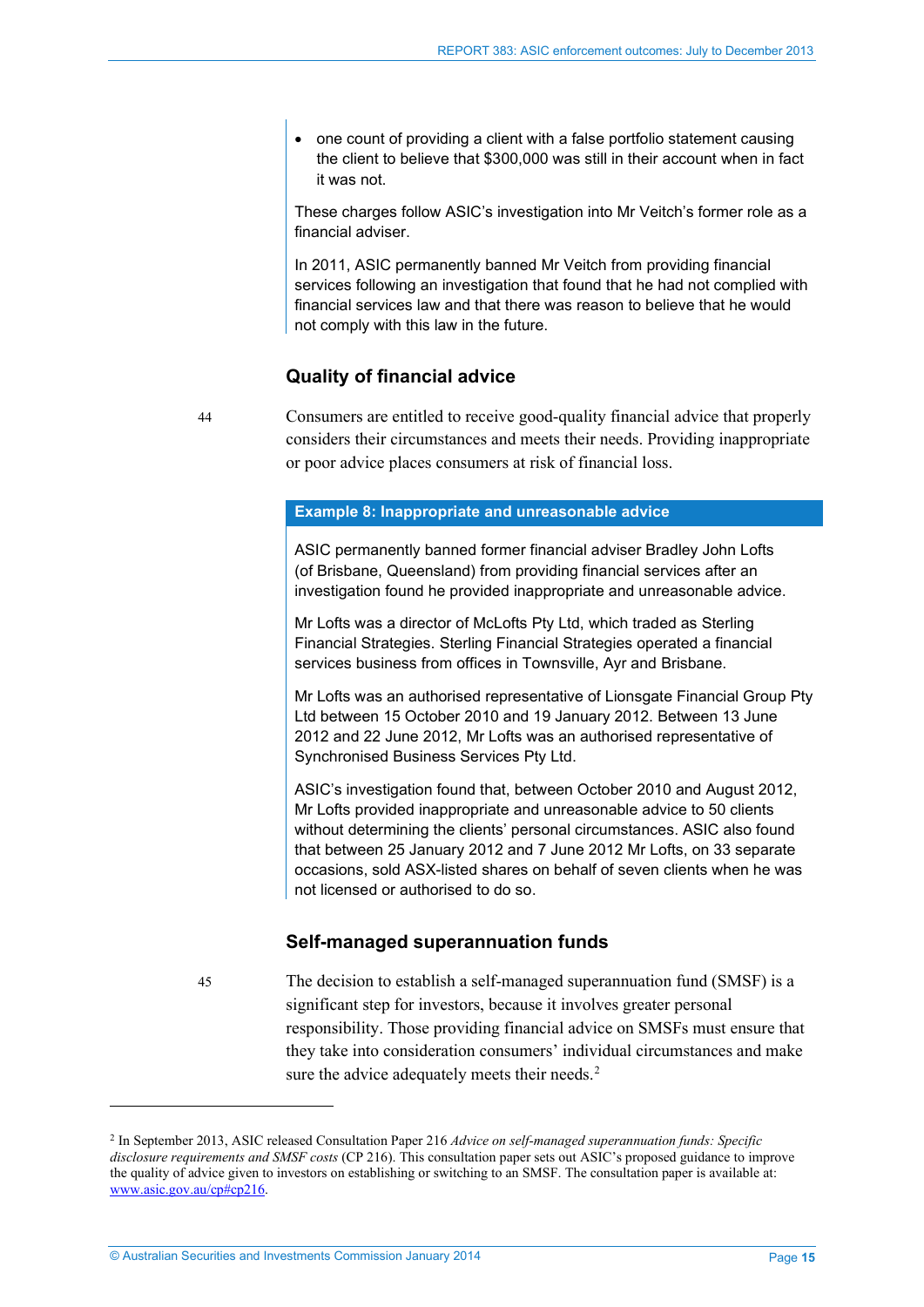- one count of providing a client with a false portfolio statement causing the client to believe that $300,000 was still in their account when in fact it was not.

These charges follow ASIC's investigation into Mr Veitch's former role as a financial adviser.

In 2011, ASIC permanently banned Mr Veitch from providing financial services following an investigation that found that he had not complied with financial services law and that there was reason to believe that he would not comply with this law in the future.

### Quality of financial advice

44 Consumers are entitled to receive good-quality financial advice that properly considers their circumstances and meets their needs. Providing inappropriate or poor advice places consumers at risk of financial loss.

**Example 8: Inappropriate and unreasonable advice**

ASIC permanently banned former financial adviser Bradley John Lofts (of Brisbane, Queensland) from providing financial services after an investigation found he provided inappropriate and unreasonable advice.

Mr Lofts was a director of McLofts Pty Ltd, which traded as Sterling Financial Strategies. Sterling Financial Strategies operated a financial services business from offices in Townsville, Ayr and Brisbane.

Mr Lofts was an authorised representative of Lionsgate Financial Group Pty Ltd between 15 October 2010 and 19 January 2012. Between 13 June 2012 and 22 June 2012, Mr Lofts was an authorised representative of Synchronised Business Services Pty Ltd.

ASIC's investigation found that, between October 2010 and August 2012, Mr Lofts provided inappropriate and unreasonable advice to 50 clients without determining the clients' personal circumstances. ASIC also found that between 25 January 2012 and 7 June 2012 Mr Lofts, on 33 separate occasions, sold ASX-listed shares on behalf of seven clients when he was not licensed or authorised to do so.

### Self-managed superannuation funds

45 The decision to establish a self-managed superannuation fund (SMSF) is a significant step for investors, because it involves greater personal responsibility. Those providing financial advice on SMSFs must ensure that they take into consideration consumers' individual circumstances and make sure the advice adequately meets their needs.[2]

---

[2] In September 2013, ASIC released Consultation Paper 216 *Advice on self-managed superannuation funds: Specific disclosure requirements and SMSF costs* (CP 216). This consultation paper sets out ASIC's proposed guidance to improve the quality of advice given to investors on establishing or switching to an SMSF. The consultation paper is available at: www.asic.gov.au/cp#cp216.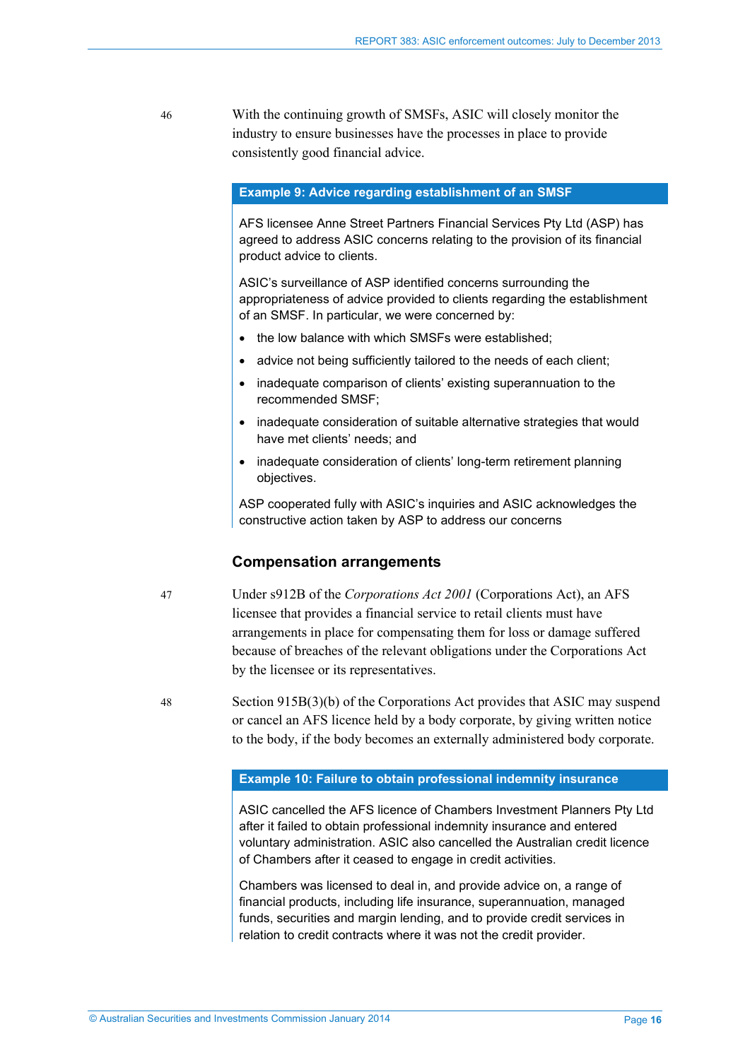46 With the continuing growth of SMSFs, ASIC will closely monitor the industry to ensure businesses have the processes in place to provide consistently good financial advice.

**Example 9: Advice regarding establishment of an SMSF**

AFS licensee Anne Street Partners Financial Services Pty Ltd (ASP) has agreed to address ASIC concerns relating to the provision of its financial product advice to clients.

ASIC's surveillance of ASP identified concerns surrounding the appropriateness of advice provided to clients regarding the establishment of an SMSF. In particular, we were concerned by:

- the low balance with which SMSFs were established;
- advice not being sufficiently tailored to the needs of each client;
- inadequate comparison of clients' existing superannuation to the recommended SMSF;
- inadequate consideration of suitable alternative strategies that would have met clients' needs; and
- inadequate consideration of clients' long-term retirement planning objectives.

ASP cooperated fully with ASIC's inquiries and ASIC acknowledges the constructive action taken by ASP to address our concerns

### Compensation arrangements

47 Under s912B of the *Corporations Act 2001* (Corporations Act), an AFS licensee that provides a financial service to retail clients must have arrangements in place for compensating them for loss or damage suffered because of breaches of the relevant obligations under the Corporations Act by the licensee or its representatives.

48 Section 915B(3)(b) of the Corporations Act provides that ASIC may suspend or cancel an AFS licence held by a body corporate, by giving written notice to the body, if the body becomes an externally administered body corporate.

**Example 10: Failure to obtain professional indemnity insurance**

ASIC cancelled the AFS licence of Chambers Investment Planners Pty Ltd after it failed to obtain professional indemnity insurance and entered voluntary administration. ASIC also cancelled the Australian credit licence of Chambers after it ceased to engage in credit activities.

Chambers was licensed to deal in, and provide advice on, a range of financial products, including life insurance, superannuation, managed funds, securities and margin lending, and to provide credit services in relation to credit contracts where it was not the credit provider.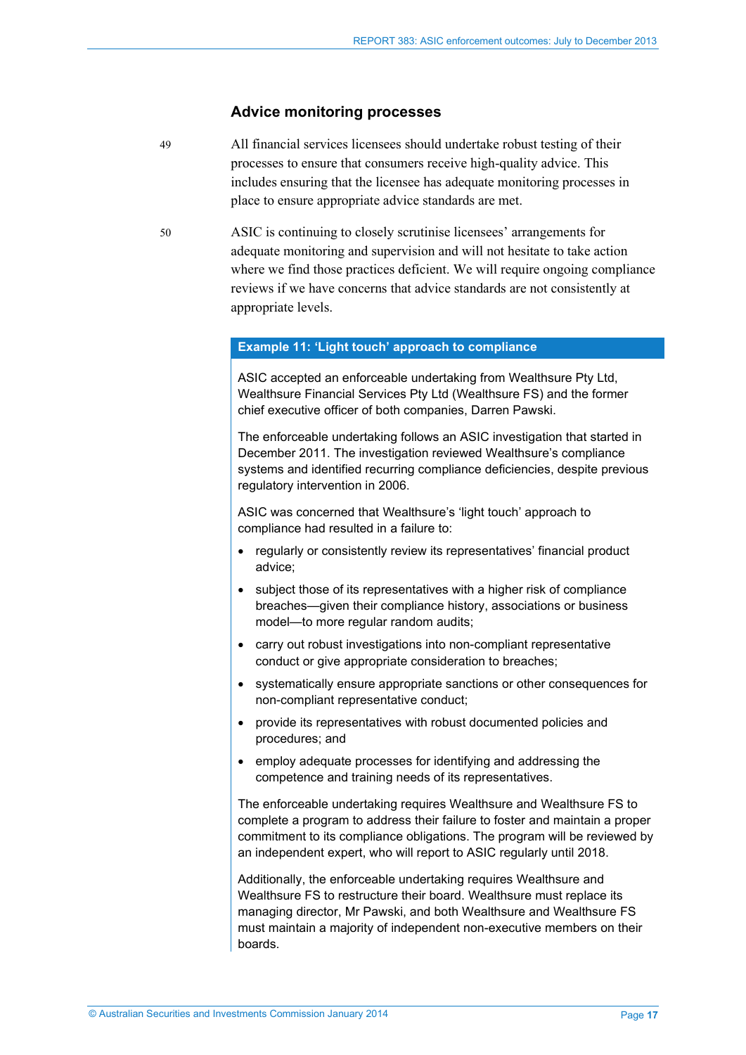### Advice monitoring processes

49 All financial services licensees should undertake robust testing of their processes to ensure that consumers receive high-quality advice. This includes ensuring that the licensee has adequate monitoring processes in place to ensure appropriate advice standards are met.

50 ASIC is continuing to closely scrutinise licensees' arrangements for adequate monitoring and supervision and will not hesitate to take action where we find those practices deficient. We will require ongoing compliance reviews if we have concerns that advice standards are not consistently at appropriate levels.

**Example 11: 'Light touch' approach to compliance**

ASIC accepted an enforceable undertaking from Wealthsure Pty Ltd, Wealthsure Financial Services Pty Ltd (Wealthsure FS) and the former chief executive officer of both companies, Darren Pawski.

The enforceable undertaking follows an ASIC investigation that started in December 2011. The investigation reviewed Wealthsure's compliance systems and identified recurring compliance deficiencies, despite previous regulatory intervention in 2006.

ASIC was concerned that Wealthsure's 'light touch' approach to compliance had resulted in a failure to:

- regularly or consistently review its representatives' financial product advice;
- subject those of its representatives with a higher risk of compliance breaches—given their compliance history, associations or business model—to more regular random audits;
- carry out robust investigations into non-compliant representative conduct or give appropriate consideration to breaches;
- systematically ensure appropriate sanctions or other consequences for non-compliant representative conduct;
- provide its representatives with robust documented policies and procedures; and
- employ adequate processes for identifying and addressing the competence and training needs of its representatives.

The enforceable undertaking requires Wealthsure and Wealthsure FS to complete a program to address their failure to foster and maintain a proper commitment to its compliance obligations. The program will be reviewed by an independent expert, who will report to ASIC regularly until 2018.

Additionally, the enforceable undertaking requires Wealthsure and Wealthsure FS to restructure their board. Wealthsure must replace its managing director, Mr Pawski, and both Wealthsure and Wealthsure FS must maintain a majority of independent non-executive members on their boards.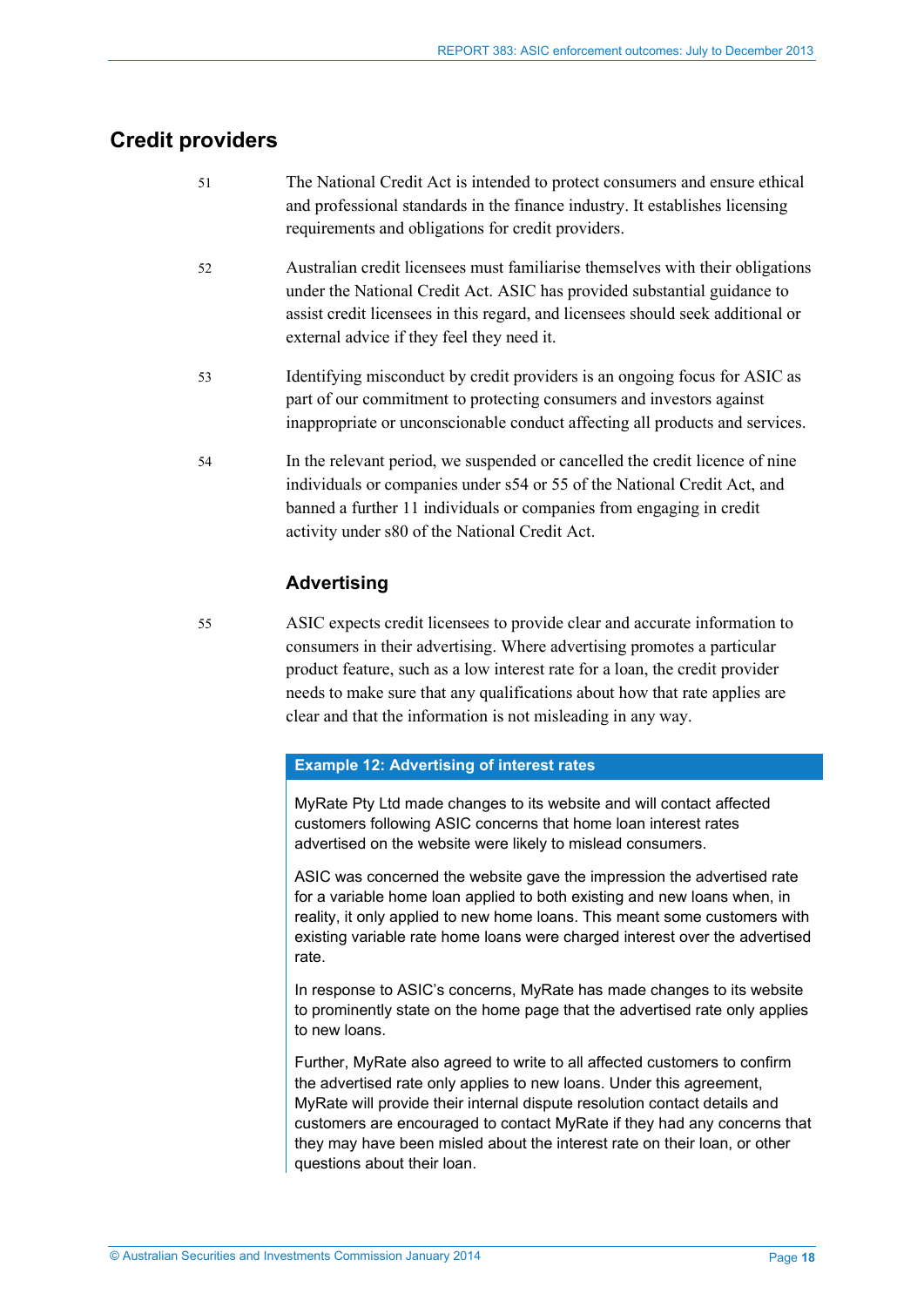## Credit providers

51 The National Credit Act is intended to protect consumers and ensure ethical and professional standards in the finance industry. It establishes licensing requirements and obligations for credit providers.

52 Australian credit licensees must familiarise themselves with their obligations under the National Credit Act. ASIC has provided substantial guidance to assist credit licensees in this regard, and licensees should seek additional or external advice if they feel they need it.

53 Identifying misconduct by credit providers is an ongoing focus for ASIC as part of our commitment to protecting consumers and investors against inappropriate or unconscionable conduct affecting all products and services.

54 In the relevant period, we suspended or cancelled the credit licence of nine individuals or companies under s54 or 55 of the National Credit Act, and banned a further 11 individuals or companies from engaging in credit activity under s80 of the National Credit Act.

### Advertising

55 ASIC expects credit licensees to provide clear and accurate information to consumers in their advertising. Where advertising promotes a particular product feature, such as a low interest rate for a loan, the credit provider needs to make sure that any qualifications about how that rate applies are clear and that the information is not misleading in any way.

**Example 12: Advertising of interest rates**

MyRate Pty Ltd made changes to its website and will contact affected customers following ASIC concerns that home loan interest rates advertised on the website were likely to mislead consumers.

ASIC was concerned the website gave the impression the advertised rate for a variable home loan applied to both existing and new loans when, in reality, it only applied to new home loans. This meant some customers with existing variable rate home loans were charged interest over the advertised rate.

In response to ASIC's concerns, MyRate has made changes to its website to prominently state on the home page that the advertised rate only applies to new loans.

Further, MyRate also agreed to write to all affected customers to confirm the advertised rate only applies to new loans. Under this agreement, MyRate will provide their internal dispute resolution contact details and customers are encouraged to contact MyRate if they had any concerns that they may have been misled about the interest rate on their loan, or other questions about their loan.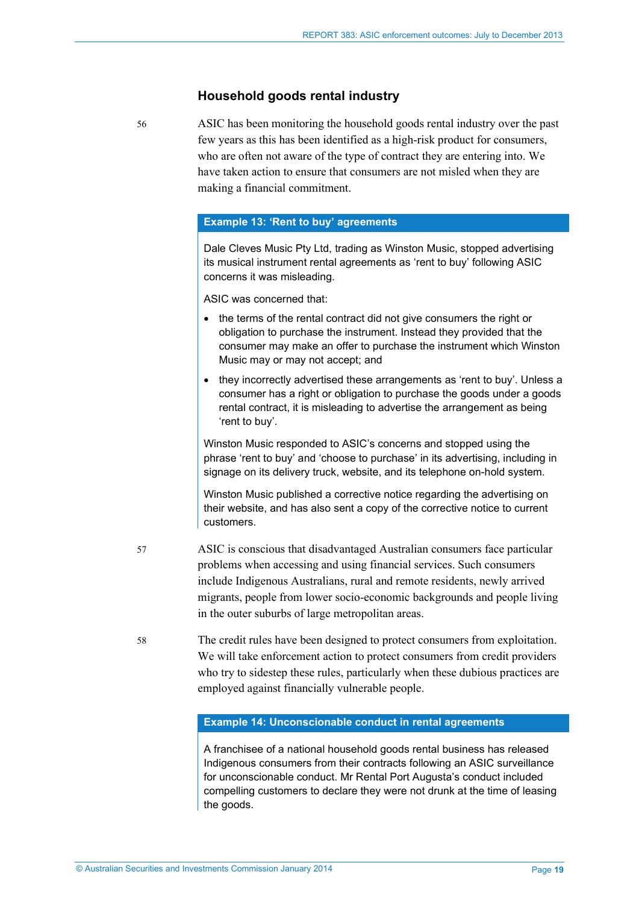## Household goods rental industry

56 ASIC has been monitoring the household goods rental industry over the past few years as this has been identified as a high-risk product for consumers, who are often not aware of the type of contract they are entering into. We have taken action to ensure that consumers are not misled when they are making a financial commitment.

**Example 13: 'Rent to buy' agreements**

Dale Cleves Music Pty Ltd, trading as Winston Music, stopped advertising its musical instrument rental agreements as 'rent to buy' following ASIC concerns it was misleading.

ASIC was concerned that:

- the terms of the rental contract did not give consumers the right or obligation to purchase the instrument. Instead they provided that the consumer may make an offer to purchase the instrument which Winston Music may or may not accept; and
- they incorrectly advertised these arrangements as 'rent to buy'. Unless a consumer has a right or obligation to purchase the goods under a goods rental contract, it is misleading to advertise the arrangement as being 'rent to buy'.

Winston Music responded to ASIC's concerns and stopped using the phrase 'rent to buy' and 'choose to purchase' in its advertising, including in signage on its delivery truck, website, and its telephone on-hold system.

Winston Music published a corrective notice regarding the advertising on their website, and has also sent a copy of the corrective notice to current customers.

57 ASIC is conscious that disadvantaged Australian consumers face particular problems when accessing and using financial services. Such consumers include Indigenous Australians, rural and remote residents, newly arrived migrants, people from lower socio-economic backgrounds and people living in the outer suburbs of large metropolitan areas.

58 The credit rules have been designed to protect consumers from exploitation. We will take enforcement action to protect consumers from credit providers who try to sidestep these rules, particularly when these dubious practices are employed against financially vulnerable people.

**Example 14: Unconscionable conduct in rental agreements**

A franchisee of a national household goods rental business has released Indigenous consumers from their contracts following an ASIC surveillance for unconscionable conduct. Mr Rental Port Augusta's conduct included compelling customers to declare they were not drunk at the time of leasing the goods.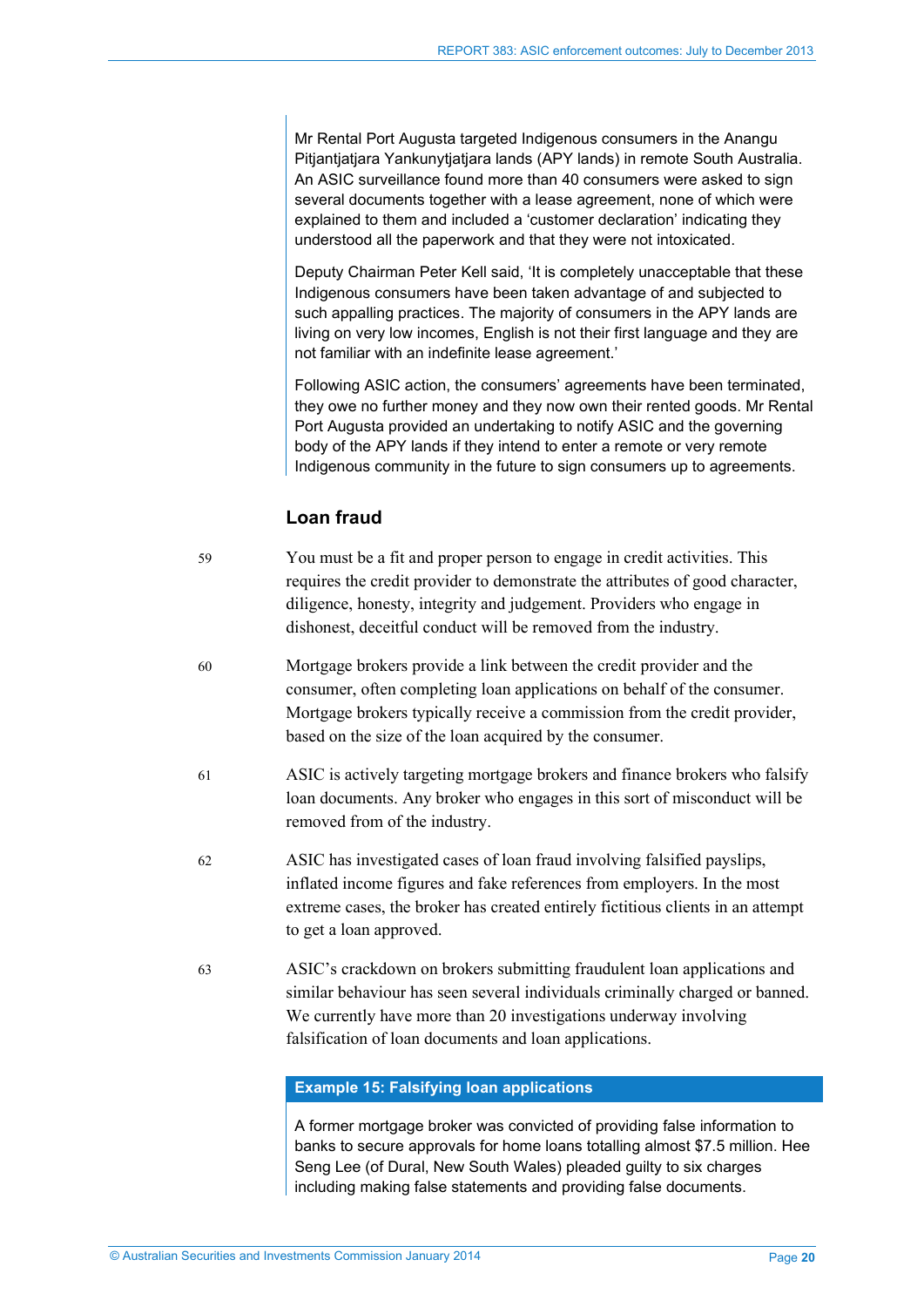Mr Rental Port Augusta targeted Indigenous consumers in the Anangu Pitjantjatjara Yankunytjatjara lands (APY lands) in remote South Australia. An ASIC surveillance found more than 40 consumers were asked to sign several documents together with a lease agreement, none of which were explained to them and included a 'customer declaration' indicating they understood all the paperwork and that they were not intoxicated.

Deputy Chairman Peter Kell said, 'It is completely unacceptable that these Indigenous consumers have been taken advantage of and subjected to such appalling practices. The majority of consumers in the APY lands are living on very low incomes, English is not their first language and they are not familiar with an indefinite lease agreement.'

Following ASIC action, the consumers' agreements have been terminated, they owe no further money and they now own their rented goods. Mr Rental Port Augusta provided an undertaking to notify ASIC and the governing body of the APY lands if they intend to enter a remote or very remote Indigenous community in the future to sign consumers up to agreements.

### Loan fraud

59 You must be a fit and proper person to engage in credit activities. This requires the credit provider to demonstrate the attributes of good character, diligence, honesty, integrity and judgement. Providers who engage in dishonest, deceitful conduct will be removed from the industry.

60 Mortgage brokers provide a link between the credit provider and the consumer, often completing loan applications on behalf of the consumer. Mortgage brokers typically receive a commission from the credit provider, based on the size of the loan acquired by the consumer.

61 ASIC is actively targeting mortgage brokers and finance brokers who falsify loan documents. Any broker who engages in this sort of misconduct will be removed from of the industry.

62 ASIC has investigated cases of loan fraud involving falsified payslips, inflated income figures and fake references from employers. In the most extreme cases, the broker has created entirely fictitious clients in an attempt to get a loan approved.

63 ASIC's crackdown on brokers submitting fraudulent loan applications and similar behaviour has seen several individuals criminally charged or banned. We currently have more than 20 investigations underway involving falsification of loan documents and loan applications.

**Example 15: Falsifying loan applications**

A former mortgage broker was convicted of providing false information to banks to secure approvals for home loans totalling almost $7.5 million. Hee Seng Lee (of Dural, New South Wales) pleaded guilty to six charges including making false statements and providing false documents.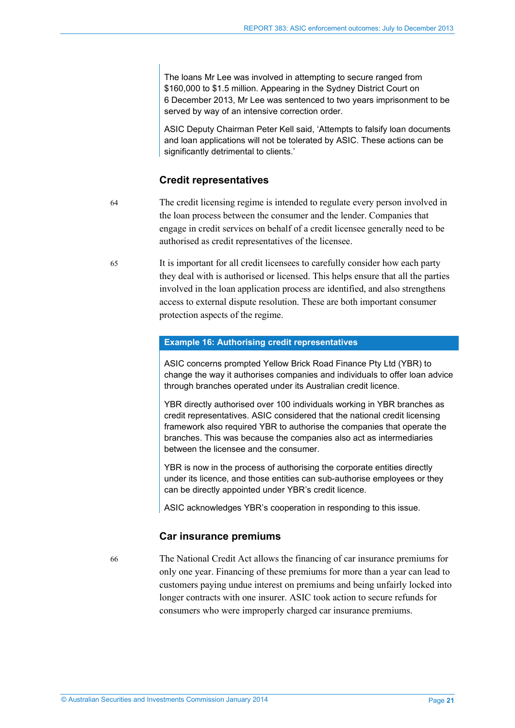The loans Mr Lee was involved in attempting to secure ranged from $160,000 to $1.5 million. Appearing in the Sydney District Court on 6 December 2013, Mr Lee was sentenced to two years imprisonment to be served by way of an intensive correction order.

ASIC Deputy Chairman Peter Kell said, 'Attempts to falsify loan documents and loan applications will not be tolerated by ASIC. These actions can be significantly detrimental to clients.'

### Credit representatives

64 The credit licensing regime is intended to regulate every person involved in the loan process between the consumer and the lender. Companies that engage in credit services on behalf of a credit licensee generally need to be authorised as credit representatives of the licensee.

65 It is important for all credit licensees to carefully consider how each party they deal with is authorised or licensed. This helps ensure that all the parties involved in the loan application process are identified, and also strengthens access to external dispute resolution. These are both important consumer protection aspects of the regime.

**Example 16: Authorising credit representatives**

ASIC concerns prompted Yellow Brick Road Finance Pty Ltd (YBR) to change the way it authorises companies and individuals to offer loan advice through branches operated under its Australian credit licence.

YBR directly authorised over 100 individuals working in YBR branches as credit representatives. ASIC considered that the national credit licensing framework also required YBR to authorise the companies that operate the branches. This was because the companies also act as intermediaries between the licensee and the consumer.

YBR is now in the process of authorising the corporate entities directly under its licence, and those entities can sub-authorise employees or they can be directly appointed under YBR's credit licence.

ASIC acknowledges YBR's cooperation in responding to this issue.

### Car insurance premiums

66 The National Credit Act allows the financing of car insurance premiums for only one year. Financing of these premiums for more than a year can lead to customers paying undue interest on premiums and being unfairly locked into longer contracts with one insurer. ASIC took action to secure refunds for consumers who were improperly charged car insurance premiums.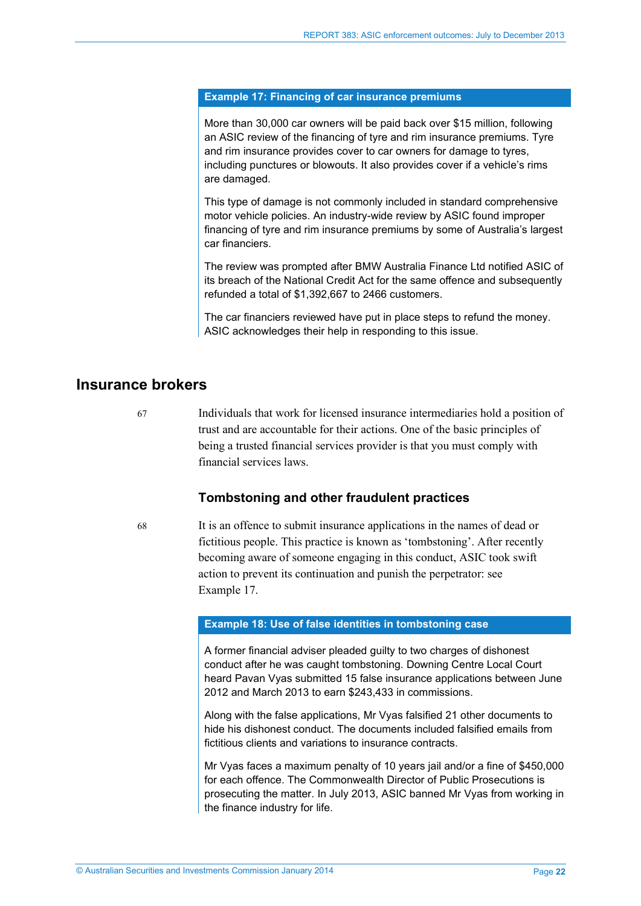**Example 17: Financing of car insurance premiums**

More than 30,000 car owners will be paid back over $15 million, following an ASIC review of the financing of tyre and rim insurance premiums. Tyre and rim insurance provides cover to car owners for damage to tyres, including punctures or blowouts. It also provides cover if a vehicle's rims are damaged.

This type of damage is not commonly included in standard comprehensive motor vehicle policies. An industry-wide review by ASIC found improper financing of tyre and rim insurance premiums by some of Australia's largest car financiers.

The review was prompted after BMW Australia Finance Ltd notified ASIC of its breach of the National Credit Act for the same offence and subsequently refunded a total of $1,392,667 to 2466 customers.

The car financiers reviewed have put in place steps to refund the money. ASIC acknowledges their help in responding to this issue.

## Insurance brokers

67 Individuals that work for licensed insurance intermediaries hold a position of trust and are accountable for their actions. One of the basic principles of being a trusted financial services provider is that you must comply with financial services laws.

### Tombstoning and other fraudulent practices

68 It is an offence to submit insurance applications in the names of dead or fictitious people. This practice is known as 'tombstoning'. After recently becoming aware of someone engaging in this conduct, ASIC took swift action to prevent its continuation and punish the perpetrator: see Example 17.

**Example 18: Use of false identities in tombstoning case**

A former financial adviser pleaded guilty to two charges of dishonest conduct after he was caught tombstoning. Downing Centre Local Court heard Pavan Vyas submitted 15 false insurance applications between June 2012 and March 2013 to earn $243,433 in commissions.

Along with the false applications, Mr Vyas falsified 21 other documents to hide his dishonest conduct. The documents included falsified emails from fictitious clients and variations to insurance contracts.

Mr Vyas faces a maximum penalty of 10 years jail and/or a fine of $450,000 for each offence. The Commonwealth Director of Public Prosecutions is prosecuting the matter. In July 2013, ASIC banned Mr Vyas from working in the finance industry for life.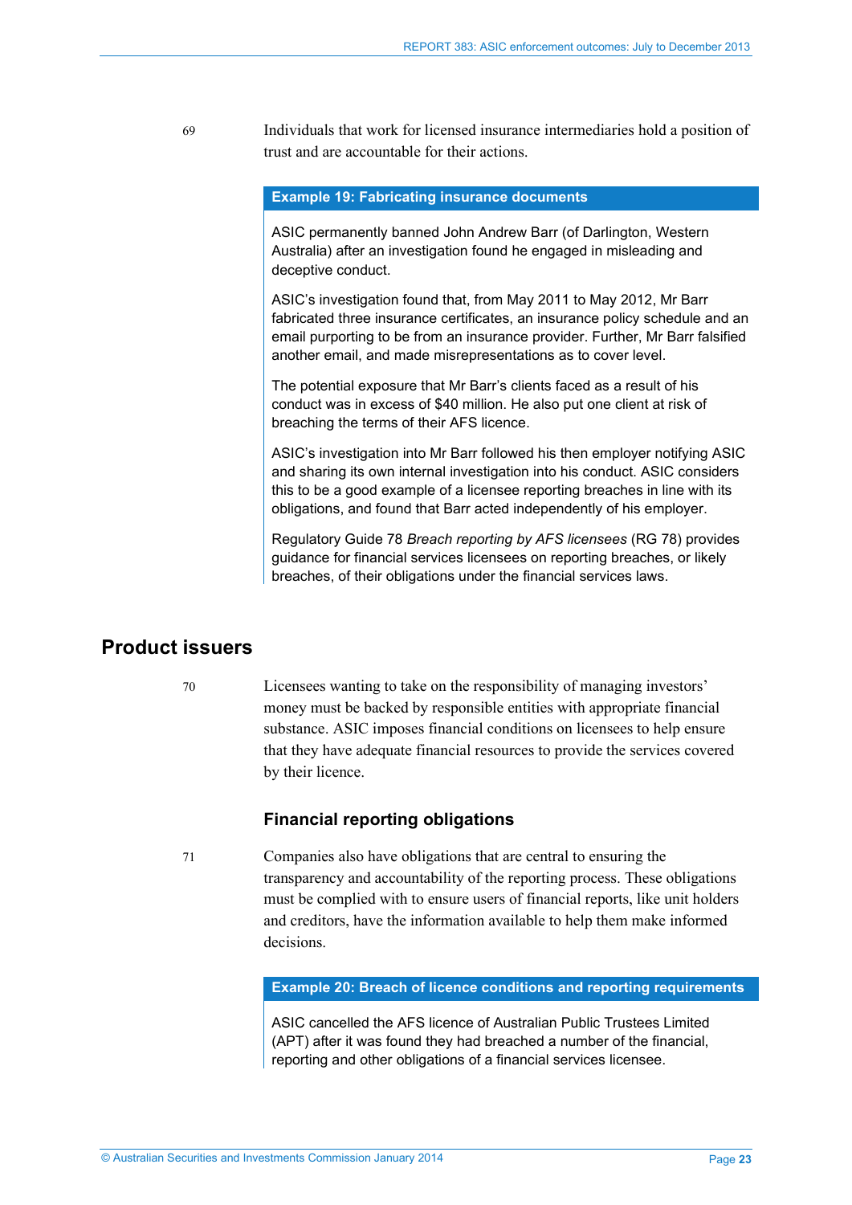69 Individuals that work for licensed insurance intermediaries hold a position of trust and are accountable for their actions.

**Example 19: Fabricating insurance documents**

ASIC permanently banned John Andrew Barr (of Darlington, Western Australia) after an investigation found he engaged in misleading and deceptive conduct.

ASIC's investigation found that, from May 2011 to May 2012, Mr Barr fabricated three insurance certificates, an insurance policy schedule and an email purporting to be from an insurance provider. Further, Mr Barr falsified another email, and made misrepresentations as to cover level.

The potential exposure that Mr Barr's clients faced as a result of his conduct was in excess of $40 million. He also put one client at risk of breaching the terms of their AFS licence.

ASIC's investigation into Mr Barr followed his then employer notifying ASIC and sharing its own internal investigation into his conduct. ASIC considers this to be a good example of a licensee reporting breaches in line with its obligations, and found that Barr acted independently of his employer.

Regulatory Guide 78 *Breach reporting by AFS licensees* (RG 78) provides guidance for financial services licensees on reporting breaches, or likely breaches, of their obligations under the financial services laws.

## Product issuers

70 Licensees wanting to take on the responsibility of managing investors' money must be backed by responsible entities with appropriate financial substance. ASIC imposes financial conditions on licensees to help ensure that they have adequate financial resources to provide the services covered by their licence.

### Financial reporting obligations

71 Companies also have obligations that are central to ensuring the transparency and accountability of the reporting process. These obligations must be complied with to ensure users of financial reports, like unit holders and creditors, have the information available to help them make informed decisions.

**Example 20: Breach of licence conditions and reporting requirements**

ASIC cancelled the AFS licence of Australian Public Trustees Limited (APT) after it was found they had breached a number of the financial, reporting and other obligations of a financial services licensee.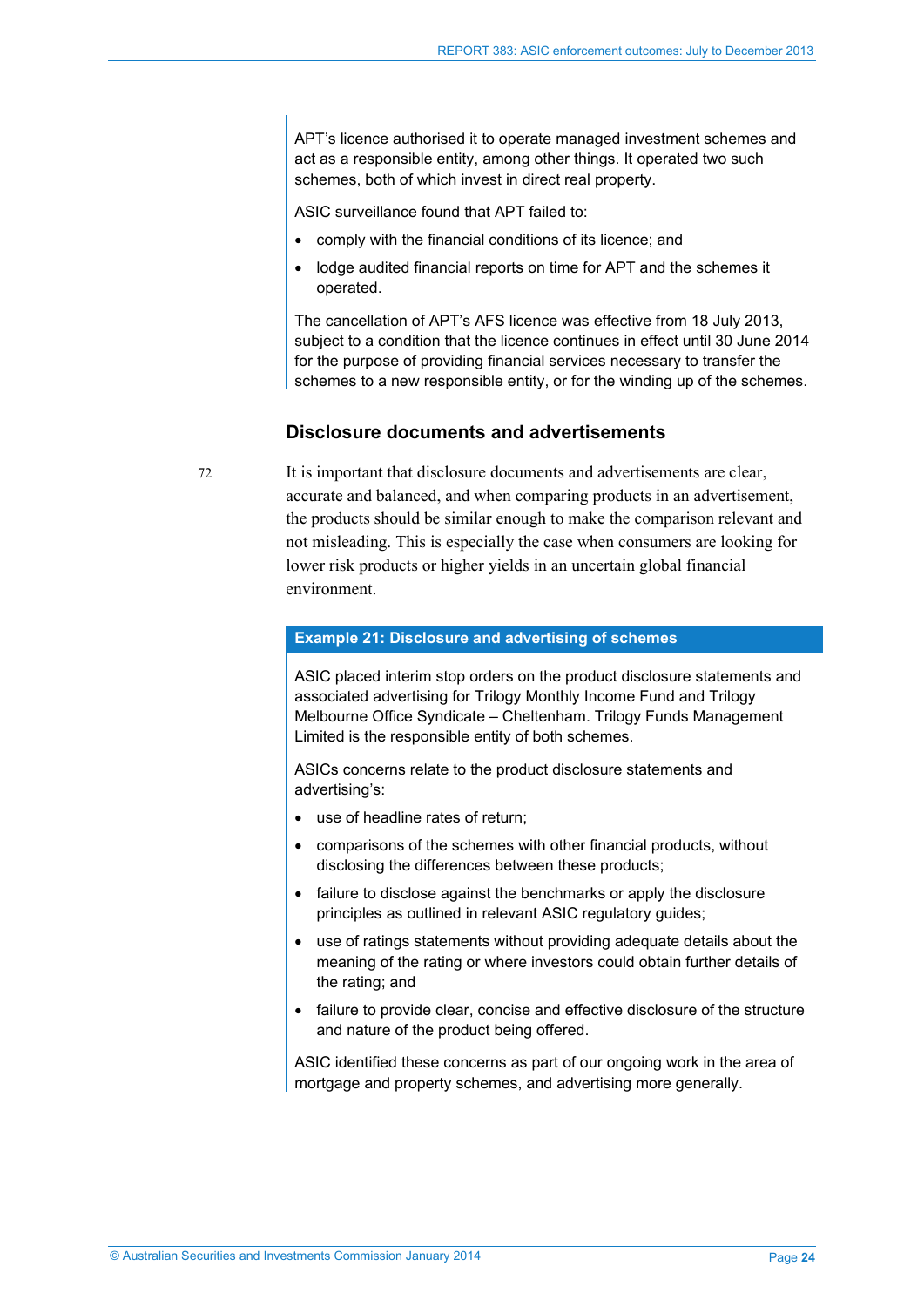APT's licence authorised it to operate managed investment schemes and act as a responsible entity, among other things. It operated two such schemes, both of which invest in direct real property.

ASIC surveillance found that APT failed to:

- comply with the financial conditions of its licence; and
- lodge audited financial reports on time for APT and the schemes it operated.

The cancellation of APT's AFS licence was effective from 18 July 2013, subject to a condition that the licence continues in effect until 30 June 2014 for the purpose of providing financial services necessary to transfer the schemes to a new responsible entity, or for the winding up of the schemes.

### Disclosure documents and advertisements

72 It is important that disclosure documents and advertisements are clear, accurate and balanced, and when comparing products in an advertisement, the products should be similar enough to make the comparison relevant and not misleading. This is especially the case when consumers are looking for lower risk products or higher yields in an uncertain global financial environment.

**Example 21: Disclosure and advertising of schemes**

ASIC placed interim stop orders on the product disclosure statements and associated advertising for Trilogy Monthly Income Fund and Trilogy Melbourne Office Syndicate – Cheltenham. Trilogy Funds Management Limited is the responsible entity of both schemes.

ASICs concerns relate to the product disclosure statements and advertising's:

- use of headline rates of return;
- comparisons of the schemes with other financial products, without disclosing the differences between these products;
- failure to disclose against the benchmarks or apply the disclosure principles as outlined in relevant ASIC regulatory guides;
- use of ratings statements without providing adequate details about the meaning of the rating or where investors could obtain further details of the rating; and
- failure to provide clear, concise and effective disclosure of the structure and nature of the product being offered.

ASIC identified these concerns as part of our ongoing work in the area of mortgage and property schemes, and advertising more generally.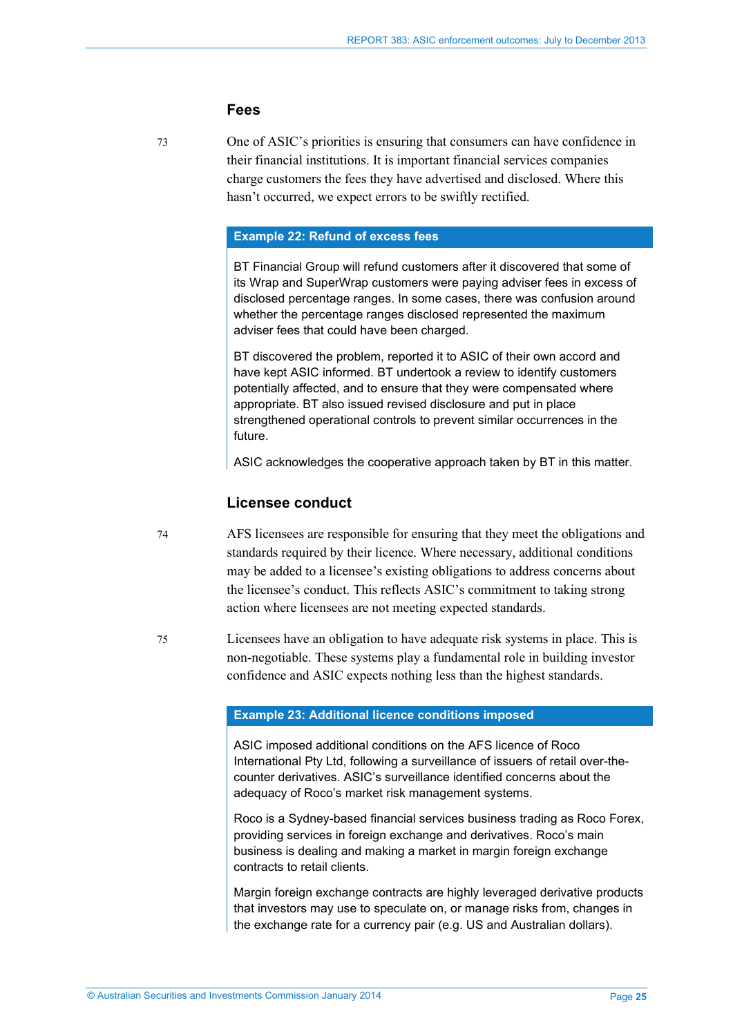### Fees

73 One of ASIC's priorities is ensuring that consumers can have confidence in their financial institutions. It is important financial services companies charge customers the fees they have advertised and disclosed. Where this hasn't occurred, we expect errors to be swiftly rectified.

**Example 22: Refund of excess fees**

BT Financial Group will refund customers after it discovered that some of its Wrap and SuperWrap customers were paying adviser fees in excess of disclosed percentage ranges. In some cases, there was confusion around whether the percentage ranges disclosed represented the maximum adviser fees that could have been charged.

BT discovered the problem, reported it to ASIC of their own accord and have kept ASIC informed. BT undertook a review to identify customers potentially affected, and to ensure that they were compensated where appropriate. BT also issued revised disclosure and put in place strengthened operational controls to prevent similar occurrences in the future.

ASIC acknowledges the cooperative approach taken by BT in this matter.

### Licensee conduct

74 AFS licensees are responsible for ensuring that they meet the obligations and standards required by their licence. Where necessary, additional conditions may be added to a licensee's existing obligations to address concerns about the licensee's conduct. This reflects ASIC's commitment to taking strong action where licensees are not meeting expected standards.

75 Licensees have an obligation to have adequate risk systems in place. This is non-negotiable. These systems play a fundamental role in building investor confidence and ASIC expects nothing less than the highest standards.

**Example 23: Additional licence conditions imposed**

ASIC imposed additional conditions on the AFS licence of Roco International Pty Ltd, following a surveillance of issuers of retail over-the-counter derivatives. ASIC's surveillance identified concerns about the adequacy of Roco's market risk management systems.

Roco is a Sydney-based financial services business trading as Roco Forex, providing services in foreign exchange and derivatives. Roco's main business is dealing and making a market in margin foreign exchange contracts to retail clients.

Margin foreign exchange contracts are highly leveraged derivative products that investors may use to speculate on, or manage risks from, changes in the exchange rate for a currency pair (e.g. US and Australian dollars).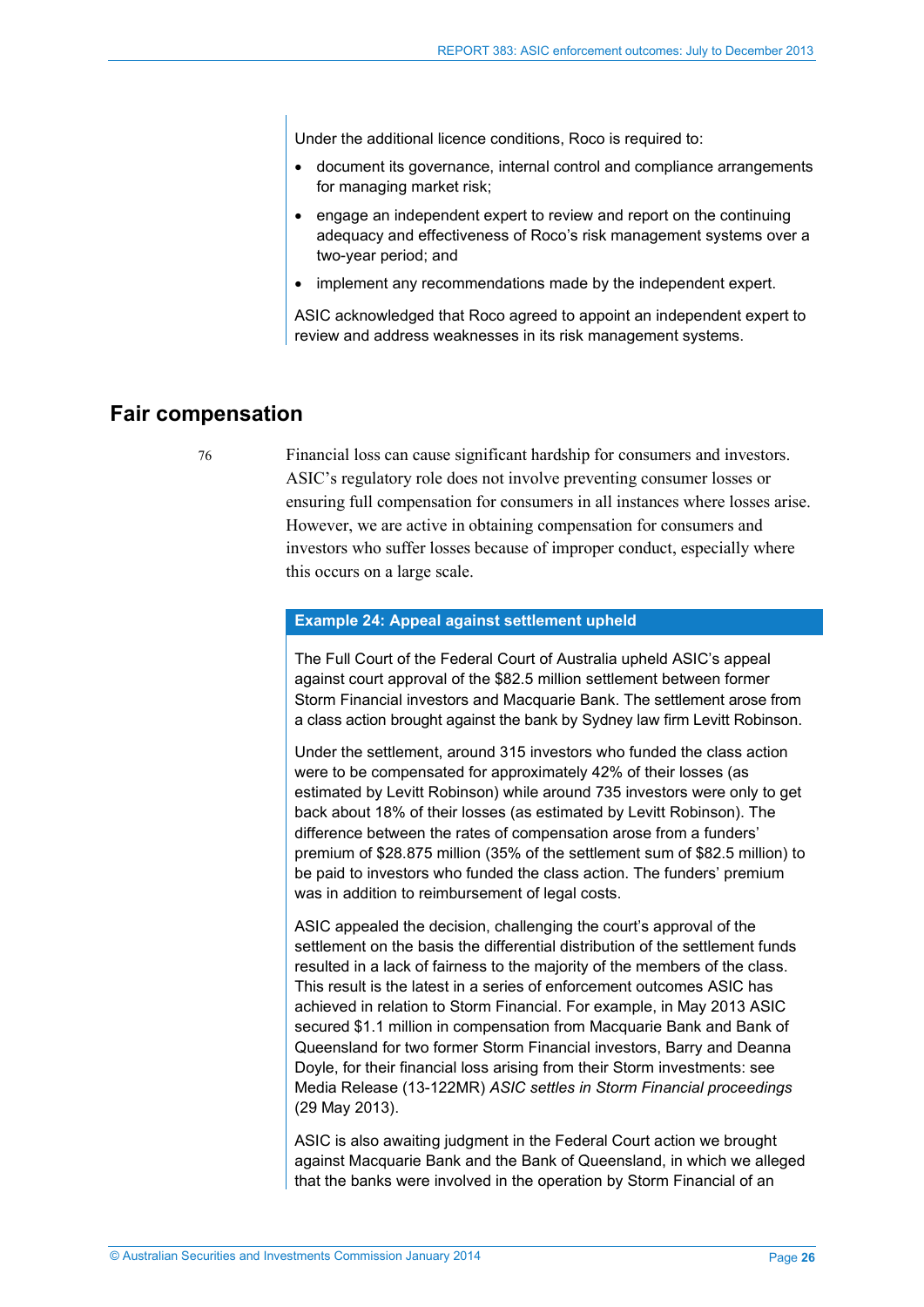Under the additional licence conditions, Roco is required to:

- document its governance, internal control and compliance arrangements for managing market risk;
- engage an independent expert to review and report on the continuing adequacy and effectiveness of Roco's risk management systems over a two-year period; and
- implement any recommendations made by the independent expert.

ASIC acknowledged that Roco agreed to appoint an independent expert to review and address weaknesses in its risk management systems.

## Fair compensation

76 Financial loss can cause significant hardship for consumers and investors. ASIC's regulatory role does not involve preventing consumer losses or ensuring full compensation for consumers in all instances where losses arise. However, we are active in obtaining compensation for consumers and investors who suffer losses because of improper conduct, especially where this occurs on a large scale.

**Example 24: Appeal against settlement upheld**

The Full Court of the Federal Court of Australia upheld ASIC's appeal against court approval of the $82.5 million settlement between former Storm Financial investors and Macquarie Bank. The settlement arose from a class action brought against the bank by Sydney law firm Levitt Robinson.

Under the settlement, around 315 investors who funded the class action were to be compensated for approximately 42% of their losses (as estimated by Levitt Robinson) while around 735 investors were only to get back about 18% of their losses (as estimated by Levitt Robinson). The difference between the rates of compensation arose from a funders' premium of $28.875 million (35% of the settlement sum of $82.5 million) to be paid to investors who funded the class action. The funders' premium was in addition to reimbursement of legal costs.

ASIC appealed the decision, challenging the court's approval of the settlement on the basis the differential distribution of the settlement funds resulted in a lack of fairness to the majority of the members of the class. This result is the latest in a series of enforcement outcomes ASIC has achieved in relation to Storm Financial. For example, in May 2013 ASIC secured $1.1 million in compensation from Macquarie Bank and Bank of Queensland for two former Storm Financial investors, Barry and Deanna Doyle, for their financial loss arising from their Storm investments: see Media Release (13-122MR) *ASIC settles in Storm Financial proceedings* (29 May 2013).

ASIC is also awaiting judgment in the Federal Court action we brought against Macquarie Bank and the Bank of Queensland, in which we alleged that the banks were involved in the operation by Storm Financial of an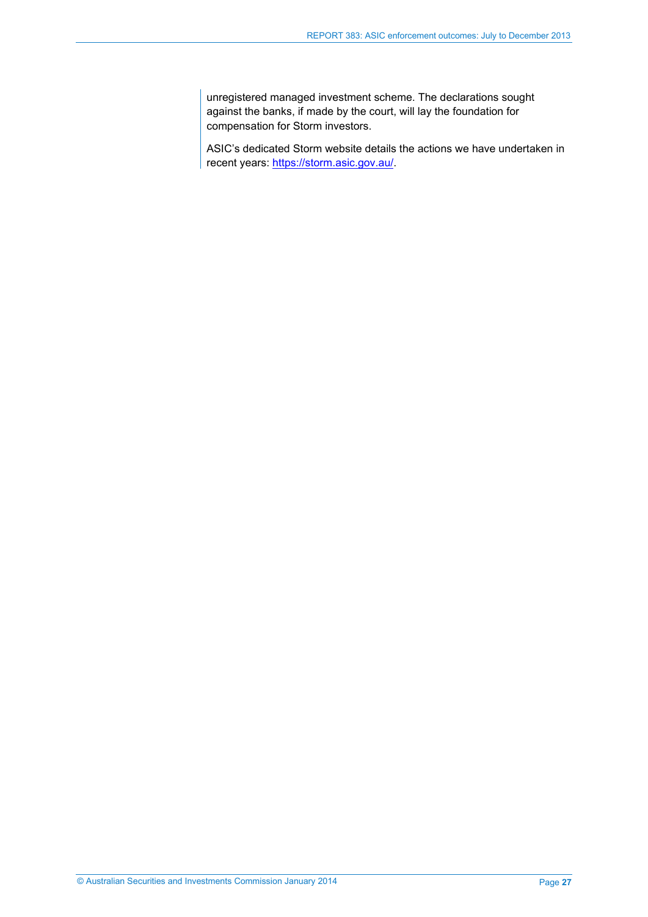unregistered managed investment scheme. The declarations sought against the banks, if made by the court, will lay the foundation for compensation for Storm investors.

ASIC's dedicated Storm website details the actions we have undertaken in recent years: https://storm.asic.gov.au/.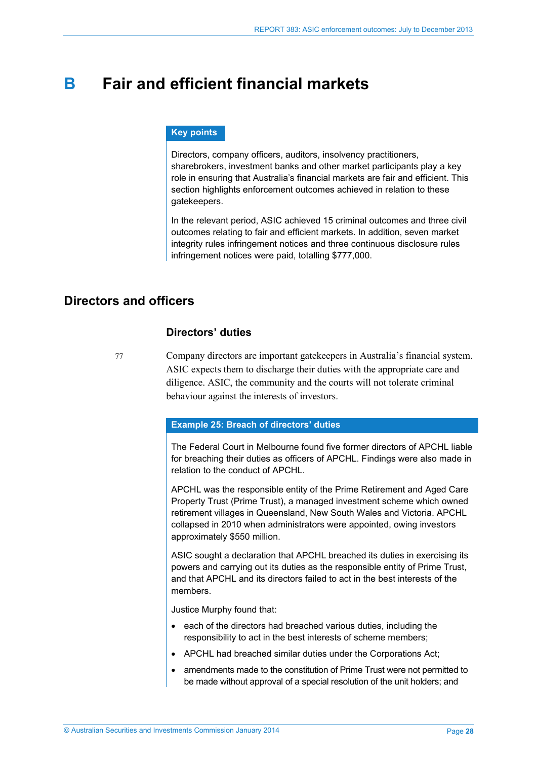# B Fair and efficient financial markets

**Key points**

Directors, company officers, auditors, insolvency practitioners, sharebrokers, investment banks and other market participants play a key role in ensuring that Australia's financial markets are fair and efficient. This section highlights enforcement outcomes achieved in relation to these gatekeepers.

In the relevant period, ASIC achieved 15 criminal outcomes and three civil outcomes relating to fair and efficient markets. In addition, seven market integrity rules infringement notices and three continuous disclosure rules infringement notices were paid, totalling $777,000.

## Directors and officers

### Directors' duties

77 Company directors are important gatekeepers in Australia's financial system. ASIC expects them to discharge their duties with the appropriate care and diligence. ASIC, the community and the courts will not tolerate criminal behaviour against the interests of investors.

**Example 25: Breach of directors' duties**

The Federal Court in Melbourne found five former directors of APCHL liable for breaching their duties as officers of APCHL. Findings were also made in relation to the conduct of APCHL.

APCHL was the responsible entity of the Prime Retirement and Aged Care Property Trust (Prime Trust), a managed investment scheme which owned retirement villages in Queensland, New South Wales and Victoria. APCHL collapsed in 2010 when administrators were appointed, owing investors approximately $550 million.

ASIC sought a declaration that APCHL breached its duties in exercising its powers and carrying out its duties as the responsible entity of Prime Trust, and that APCHL and its directors failed to act in the best interests of the members.

Justice Murphy found that:

- each of the directors had breached various duties, including the responsibility to act in the best interests of scheme members;
- APCHL had breached similar duties under the Corporations Act;
- amendments made to the constitution of Prime Trust were not permitted to be made without approval of a special resolution of the unit holders; and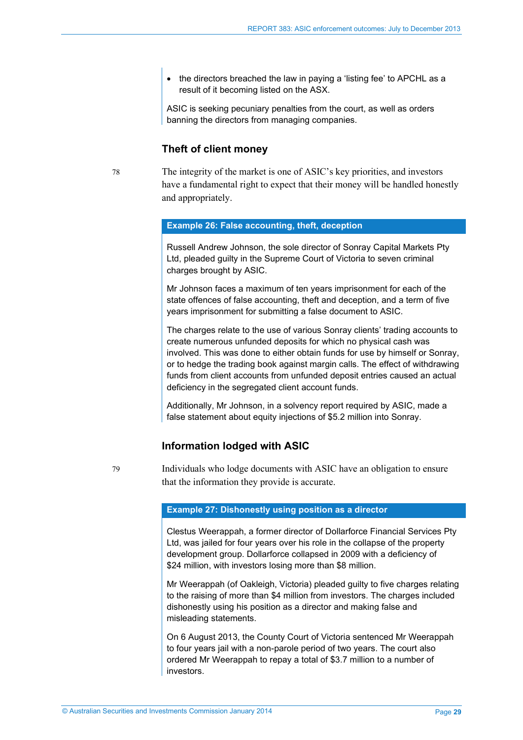- the directors breached the law in paying a 'listing fee' to APCHL as a result of it becoming listed on the ASX.

ASIC is seeking pecuniary penalties from the court, as well as orders banning the directors from managing companies.

### Theft of client money

78 The integrity of the market is one of ASIC's key priorities, and investors have a fundamental right to expect that their money will be handled honestly and appropriately.

**Example 26: False accounting, theft, deception**

Russell Andrew Johnson, the sole director of Sonray Capital Markets Pty Ltd, pleaded guilty in the Supreme Court of Victoria to seven criminal charges brought by ASIC.

Mr Johnson faces a maximum of ten years imprisonment for each of the state offences of false accounting, theft and deception, and a term of five years imprisonment for submitting a false document to ASIC.

The charges relate to the use of various Sonray clients' trading accounts to create numerous unfunded deposits for which no physical cash was involved. This was done to either obtain funds for use by himself or Sonray, or to hedge the trading book against margin calls. The effect of withdrawing funds from client accounts from unfunded deposit entries caused an actual deficiency in the segregated client account funds.

Additionally, Mr Johnson, in a solvency report required by ASIC, made a false statement about equity injections of $5.2 million into Sonray.

### Information lodged with ASIC

79 Individuals who lodge documents with ASIC have an obligation to ensure that the information they provide is accurate.

**Example 27: Dishonestly using position as a director**

Clestus Weerappah, a former director of Dollarforce Financial Services Pty Ltd, was jailed for four years over his role in the collapse of the property development group. Dollarforce collapsed in 2009 with a deficiency of $24 million, with investors losing more than $8 million.

Mr Weerappah (of Oakleigh, Victoria) pleaded guilty to five charges relating to the raising of more than $4 million from investors. The charges included dishonestly using his position as a director and making false and misleading statements.

On 6 August 2013, the County Court of Victoria sentenced Mr Weerappah to four years jail with a non-parole period of two years. The court also ordered Mr Weerappah to repay a total of $3.7 million to a number of investors.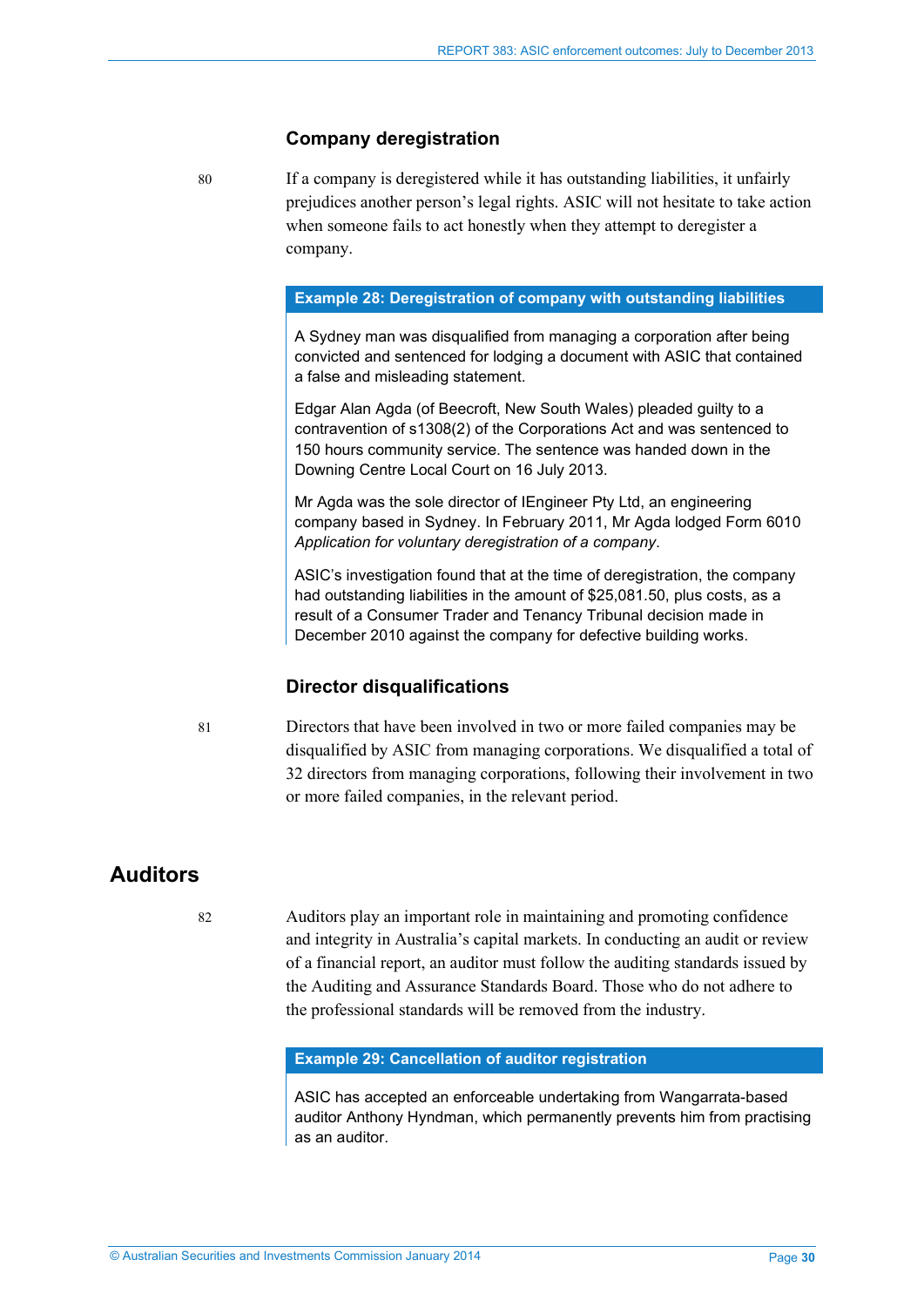### Company deregistration

80 If a company is deregistered while it has outstanding liabilities, it unfairly prejudices another person's legal rights. ASIC will not hesitate to take action when someone fails to act honestly when they attempt to deregister a company.

**Example 28: Deregistration of company with outstanding liabilities**

A Sydney man was disqualified from managing a corporation after being convicted and sentenced for lodging a document with ASIC that contained a false and misleading statement.

Edgar Alan Agda (of Beecroft, New South Wales) pleaded guilty to a contravention of s1308(2) of the Corporations Act and was sentenced to 150 hours community service. The sentence was handed down in the Downing Centre Local Court on 16 July 2013.

Mr Agda was the sole director of IEngineer Pty Ltd, an engineering company based in Sydney. In February 2011, Mr Agda lodged Form 6010 *Application for voluntary deregistration of a company*.

ASIC's investigation found that at the time of deregistration, the company had outstanding liabilities in the amount of $25,081.50, plus costs, as a result of a Consumer Trader and Tenancy Tribunal decision made in December 2010 against the company for defective building works.

### Director disqualifications

81 Directors that have been involved in two or more failed companies may be disqualified by ASIC from managing corporations. We disqualified a total of 32 directors from managing corporations, following their involvement in two or more failed companies, in the relevant period.

## Auditors

82 Auditors play an important role in maintaining and promoting confidence and integrity in Australia's capital markets. In conducting an audit or review of a financial report, an auditor must follow the auditing standards issued by the Auditing and Assurance Standards Board. Those who do not adhere to the professional standards will be removed from the industry.

**Example 29: Cancellation of auditor registration**

ASIC has accepted an enforceable undertaking from Wangarrata-based auditor Anthony Hyndman, which permanently prevents him from practising as an auditor.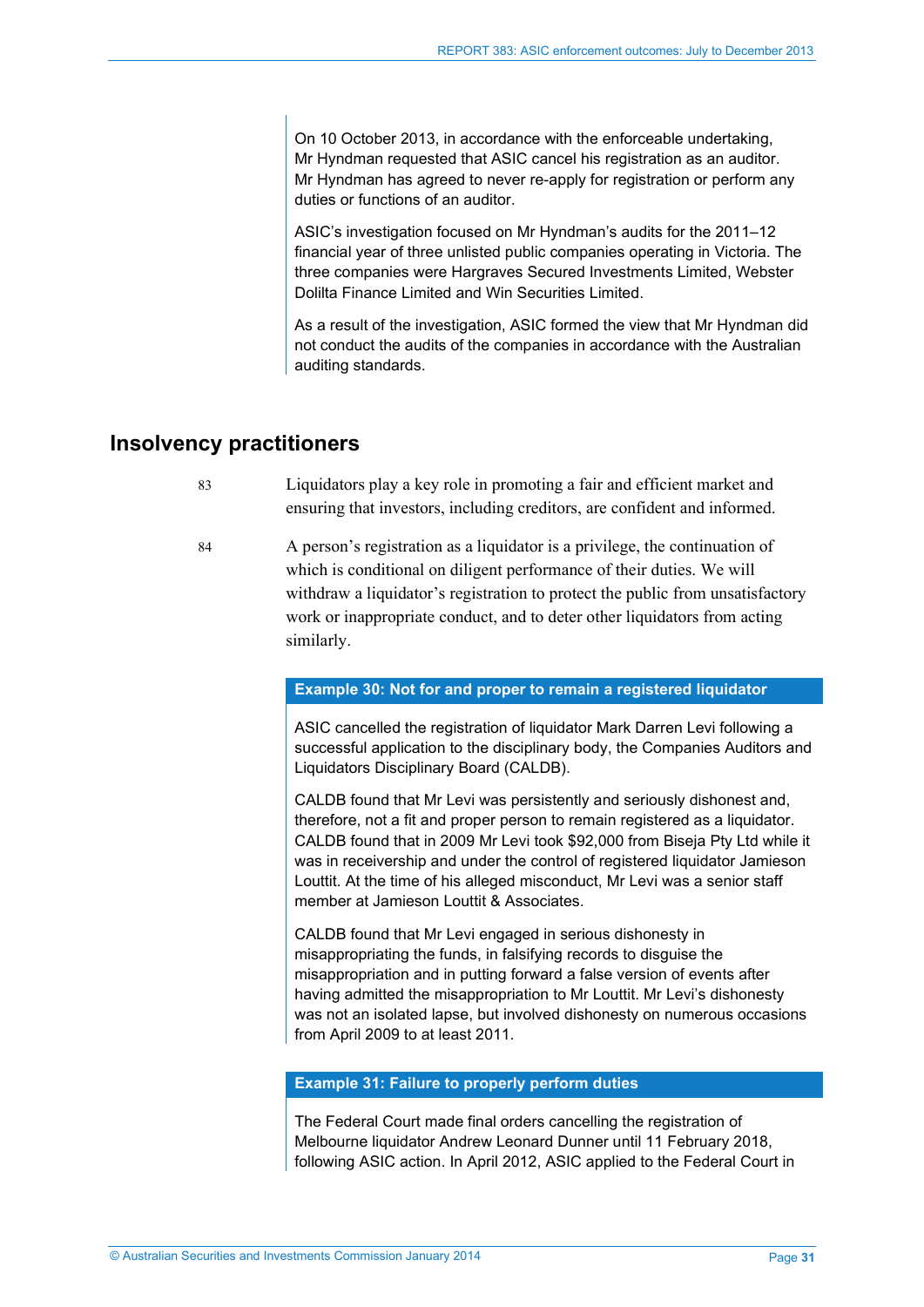On 10 October 2013, in accordance with the enforceable undertaking, Mr Hyndman requested that ASIC cancel his registration as an auditor. Mr Hyndman has agreed to never re-apply for registration or perform any duties or functions of an auditor.

ASIC's investigation focused on Mr Hyndman's audits for the 2011–12 financial year of three unlisted public companies operating in Victoria. The three companies were Hargraves Secured Investments Limited, Webster Dolilta Finance Limited and Win Securities Limited.

As a result of the investigation, ASIC formed the view that Mr Hyndman did not conduct the audits of the companies in accordance with the Australian auditing standards.

## Insolvency practitioners

83 Liquidators play a key role in promoting a fair and efficient market and ensuring that investors, including creditors, are confident and informed.

84 A person's registration as a liquidator is a privilege, the continuation of which is conditional on diligent performance of their duties. We will withdraw a liquidator's registration to protect the public from unsatisfactory work or inappropriate conduct, and to deter other liquidators from acting similarly.

**Example 30: Not for and proper to remain a registered liquidator**

ASIC cancelled the registration of liquidator Mark Darren Levi following a successful application to the disciplinary body, the Companies Auditors and Liquidators Disciplinary Board (CALDB).

CALDB found that Mr Levi was persistently and seriously dishonest and, therefore, not a fit and proper person to remain registered as a liquidator. CALDB found that in 2009 Mr Levi took $92,000 from Biseja Pty Ltd while it was in receivership and under the control of registered liquidator Jamieson Louttit. At the time of his alleged misconduct, Mr Levi was a senior staff member at Jamieson Louttit & Associates.

CALDB found that Mr Levi engaged in serious dishonesty in misappropriating the funds, in falsifying records to disguise the misappropriation and in putting forward a false version of events after having admitted the misappropriation to Mr Louttit. Mr Levi's dishonesty was not an isolated lapse, but involved dishonesty on numerous occasions from April 2009 to at least 2011.

**Example 31: Failure to properly perform duties**

The Federal Court made final orders cancelling the registration of Melbourne liquidator Andrew Leonard Dunner until 11 February 2018, following ASIC action. In April 2012, ASIC applied to the Federal Court in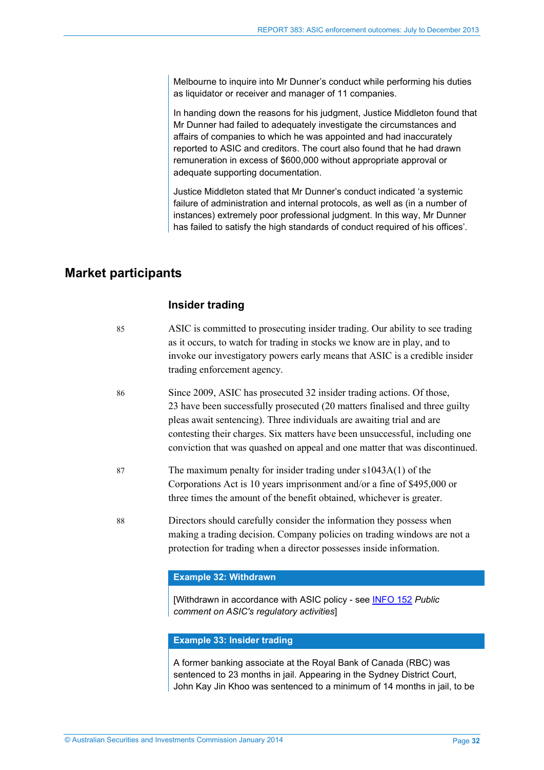Melbourne to inquire into Mr Dunner's conduct while performing his duties as liquidator or receiver and manager of 11 companies.

In handing down the reasons for his judgment, Justice Middleton found that Mr Dunner had failed to adequately investigate the circumstances and affairs of companies to which he was appointed and had inaccurately reported to ASIC and creditors. The court also found that he had drawn remuneration in excess of $600,000 without appropriate approval or adequate supporting documentation.

Justice Middleton stated that Mr Dunner's conduct indicated 'a systemic failure of administration and internal protocols, as well as (in a number of instances) extremely poor professional judgment. In this way, Mr Dunner has failed to satisfy the high standards of conduct required of his offices'.

## Market participants

### Insider trading

85 ASIC is committed to prosecuting insider trading. Our ability to see trading as it occurs, to watch for trading in stocks we know are in play, and to invoke our investigatory powers early means that ASIC is a credible insider trading enforcement agency.

86 Since 2009, ASIC has prosecuted 32 insider trading actions. Of those, 23 have been successfully prosecuted (20 matters finalised and three guilty pleas await sentencing). Three individuals are awaiting trial and are contesting their charges. Six matters have been unsuccessful, including one conviction that was quashed on appeal and one matter that was discontinued.

87 The maximum penalty for insider trading under s1043A(1) of the Corporations Act is 10 years imprisonment and/or a fine of $495,000 or three times the amount of the benefit obtained, whichever is greater.

88 Directors should carefully consider the information they possess when making a trading decision. Company policies on trading windows are not a protection for trading when a director possesses inside information.

**Example 32: Withdrawn**

[Withdrawn in accordance with ASIC policy - see INFO 152 *Public comment on ASIC's regulatory activities*]

**Example 33: Insider trading**

A former banking associate at the Royal Bank of Canada (RBC) was sentenced to 23 months in jail. Appearing in the Sydney District Court, John Kay Jin Khoo was sentenced to a minimum of 14 months in jail, to be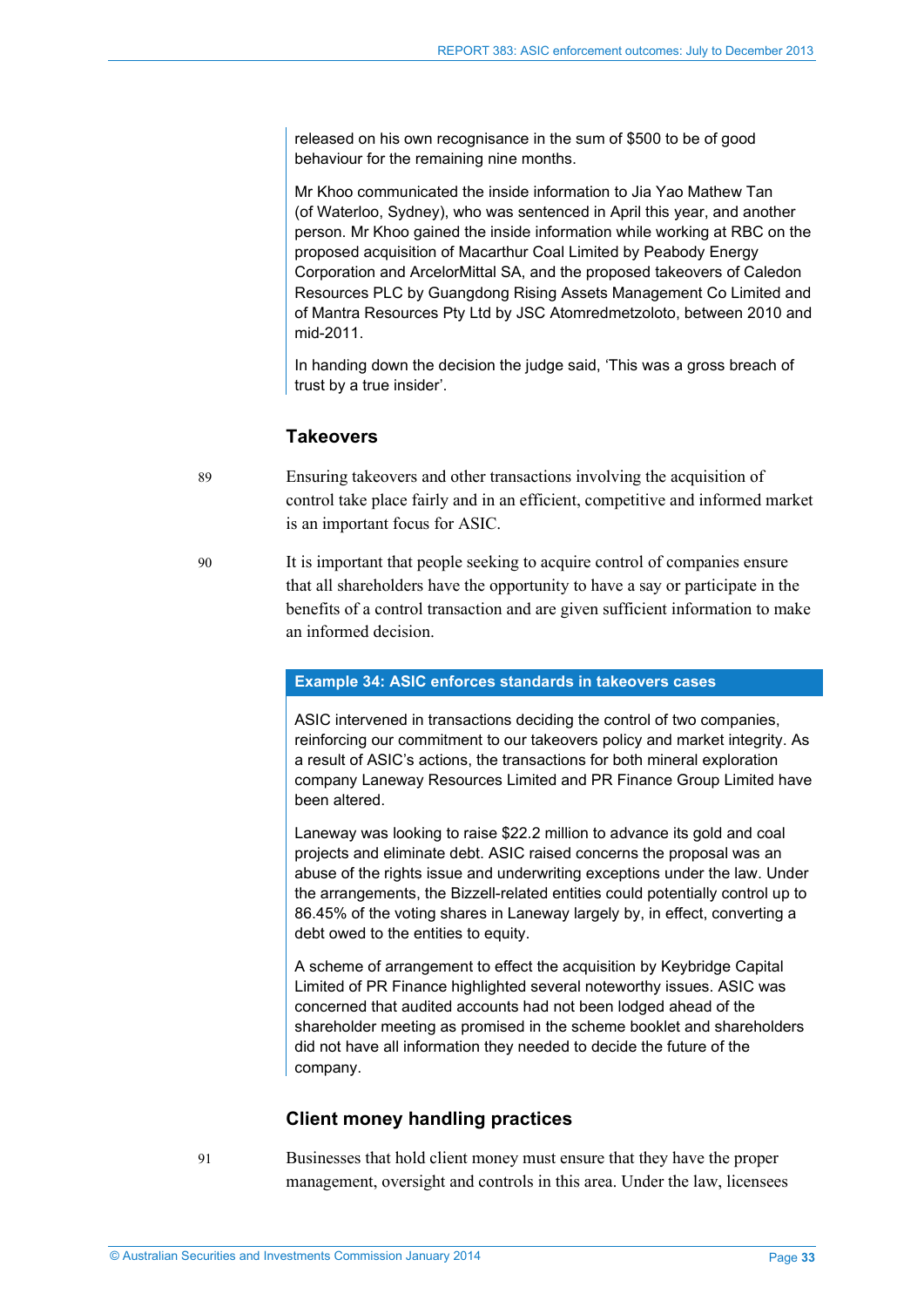released on his own recognisance in the sum of $500 to be of good behaviour for the remaining nine months.

Mr Khoo communicated the inside information to Jia Yao Mathew Tan (of Waterloo, Sydney), who was sentenced in April this year, and another person. Mr Khoo gained the inside information while working at RBC on the proposed acquisition of Macarthur Coal Limited by Peabody Energy Corporation and ArcelorMittal SA, and the proposed takeovers of Caledon Resources PLC by Guangdong Rising Assets Management Co Limited and of Mantra Resources Pty Ltd by JSC Atomredmetzoloto, between 2010 and mid-2011.

In handing down the decision the judge said, 'This was a gross breach of trust by a true insider'.

### Takeovers

89 Ensuring takeovers and other transactions involving the acquisition of control take place fairly and in an efficient, competitive and informed market is an important focus for ASIC.

90 It is important that people seeking to acquire control of companies ensure that all shareholders have the opportunity to have a say or participate in the benefits of a control transaction and are given sufficient information to make an informed decision.

**Example 34: ASIC enforces standards in takeovers cases**

ASIC intervened in transactions deciding the control of two companies, reinforcing our commitment to our takeovers policy and market integrity. As a result of ASIC's actions, the transactions for both mineral exploration company Laneway Resources Limited and PR Finance Group Limited have been altered.

Laneway was looking to raise $22.2 million to advance its gold and coal projects and eliminate debt. ASIC raised concerns the proposal was an abuse of the rights issue and underwriting exceptions under the law. Under the arrangements, the Bizzell-related entities could potentially control up to 86.45% of the voting shares in Laneway largely by, in effect, converting a debt owed to the entities to equity.

A scheme of arrangement to effect the acquisition by Keybridge Capital Limited of PR Finance highlighted several noteworthy issues. ASIC was concerned that audited accounts had not been lodged ahead of the shareholder meeting as promised in the scheme booklet and shareholders did not have all information they needed to decide the future of the company.

### Client money handling practices

91 Businesses that hold client money must ensure that they have the proper management, oversight and controls in this area. Under the law, licensees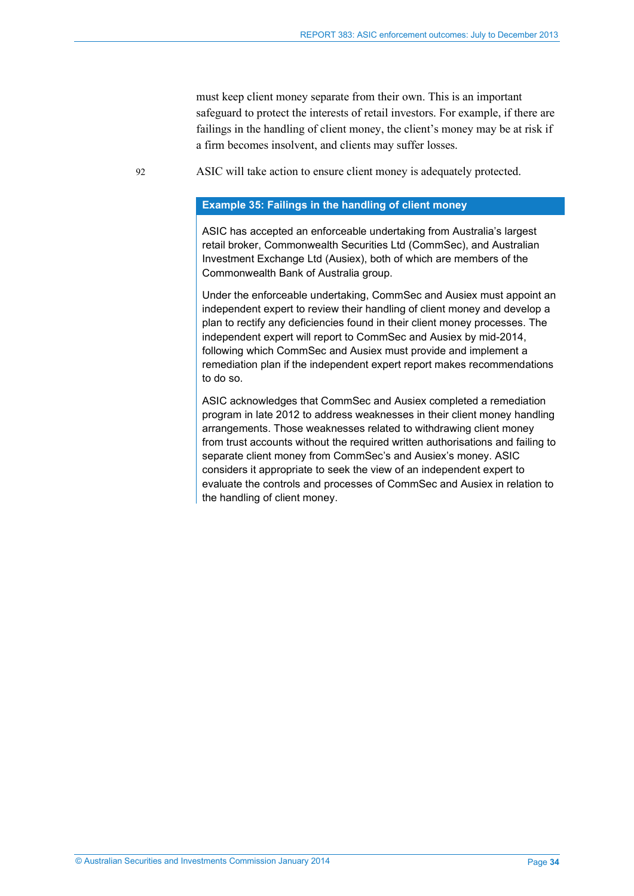must keep client money separate from their own. This is an important safeguard to protect the interests of retail investors. For example, if there are failings in the handling of client money, the client's money may be at risk if a firm becomes insolvent, and clients may suffer losses.

92 ASIC will take action to ensure client money is adequately protected.

**Example 35: Failings in the handling of client money**

ASIC has accepted an enforceable undertaking from Australia's largest retail broker, Commonwealth Securities Ltd (CommSec), and Australian Investment Exchange Ltd (Ausiex), both of which are members of the Commonwealth Bank of Australia group.

Under the enforceable undertaking, CommSec and Ausiex must appoint an independent expert to review their handling of client money and develop a plan to rectify any deficiencies found in their client money processes. The independent expert will report to CommSec and Ausiex by mid-2014, following which CommSec and Ausiex must provide and implement a remediation plan if the independent expert report makes recommendations to do so.

ASIC acknowledges that CommSec and Ausiex completed a remediation program in late 2012 to address weaknesses in their client money handling arrangements. Those weaknesses related to withdrawing client money from trust accounts without the required written authorisations and failing to separate client money from CommSec's and Ausiex's money. ASIC considers it appropriate to seek the view of an independent expert to evaluate the controls and processes of CommSec and Ausiex in relation to the handling of client money.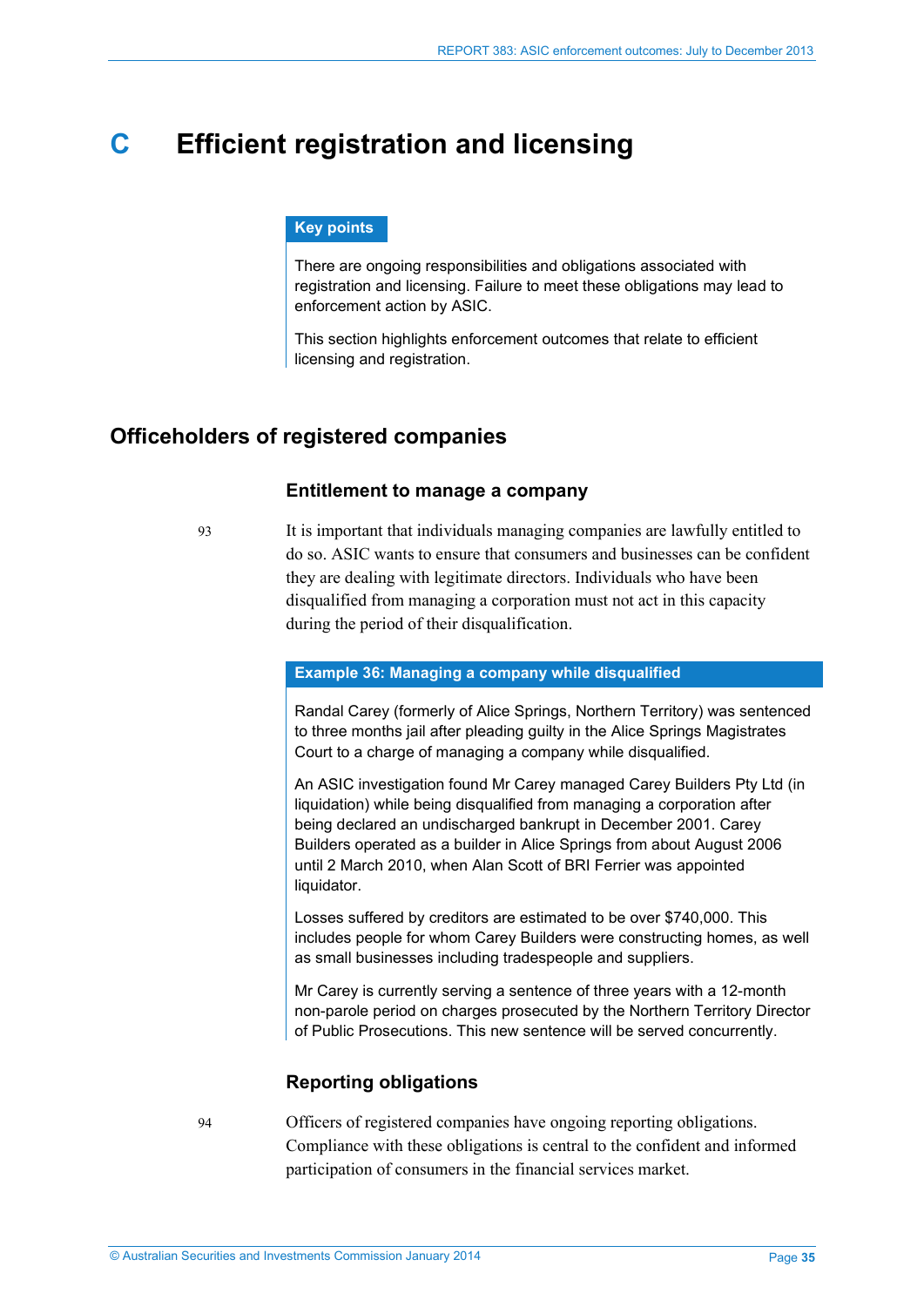# C Efficient registration and licensing

**Key points**

There are ongoing responsibilities and obligations associated with registration and licensing. Failure to meet these obligations may lead to enforcement action by ASIC.

This section highlights enforcement outcomes that relate to efficient licensing and registration.

## Officeholders of registered companies

### Entitlement to manage a company

93 It is important that individuals managing companies are lawfully entitled to do so. ASIC wants to ensure that consumers and businesses can be confident they are dealing with legitimate directors. Individuals who have been disqualified from managing a corporation must not act in this capacity during the period of their disqualification.

**Example 36: Managing a company while disqualified**

Randal Carey (formerly of Alice Springs, Northern Territory) was sentenced to three months jail after pleading guilty in the Alice Springs Magistrates Court to a charge of managing a company while disqualified.

An ASIC investigation found Mr Carey managed Carey Builders Pty Ltd (in liquidation) while being disqualified from managing a corporation after being declared an undischarged bankrupt in December 2001. Carey Builders operated as a builder in Alice Springs from about August 2006 until 2 March 2010, when Alan Scott of BRI Ferrier was appointed liquidator.

Losses suffered by creditors are estimated to be over $740,000. This includes people for whom Carey Builders were constructing homes, as well as small businesses including tradespeople and suppliers.

Mr Carey is currently serving a sentence of three years with a 12-month non-parole period on charges prosecuted by the Northern Territory Director of Public Prosecutions. This new sentence will be served concurrently.

### Reporting obligations

94 Officers of registered companies have ongoing reporting obligations. Compliance with these obligations is central to the confident and informed participation of consumers in the financial services market.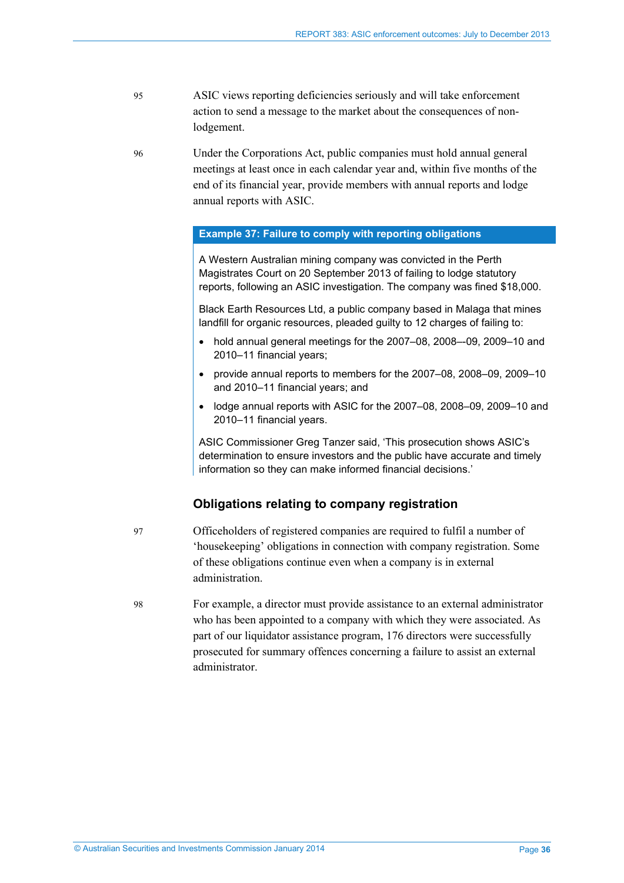95 ASIC views reporting deficiencies seriously and will take enforcement action to send a message to the market about the consequences of non-lodgement.

96 Under the Corporations Act, public companies must hold annual general meetings at least once in each calendar year and, within five months of the end of its financial year, provide members with annual reports and lodge annual reports with ASIC.

**Example 37: Failure to comply with reporting obligations**

A Western Australian mining company was convicted in the Perth Magistrates Court on 20 September 2013 of failing to lodge statutory reports, following an ASIC investigation. The company was fined $18,000.

Black Earth Resources Ltd, a public company based in Malaga that mines landfill for organic resources, pleaded guilty to 12 charges of failing to:

- hold annual general meetings for the 2007–08, 2008–-09, 2009–10 and 2010–11 financial years;
- provide annual reports to members for the 2007–08, 2008–09, 2009–10 and 2010–11 financial years; and
- lodge annual reports with ASIC for the 2007–08, 2008–09, 2009–10 and 2010–11 financial years.

ASIC Commissioner Greg Tanzer said, 'This prosecution shows ASIC's determination to ensure investors and the public have accurate and timely information so they can make informed financial decisions.'

## Obligations relating to company registration

97 Officeholders of registered companies are required to fulfil a number of 'housekeeping' obligations in connection with company registration. Some of these obligations continue even when a company is in external administration.

98 For example, a director must provide assistance to an external administrator who has been appointed to a company with which they were associated. As part of our liquidator assistance program, 176 directors were successfully prosecuted for summary offences concerning a failure to assist an external administrator.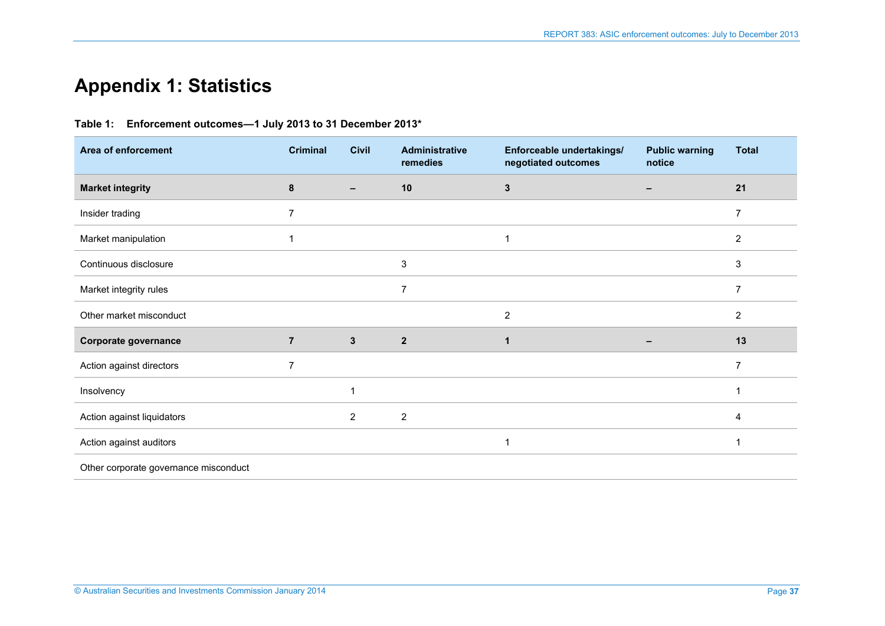# Appendix 1: Statistics

**Table 1: Enforcement outcomes—1 July 2013 to 31 December 2013***

| Area of enforcement | Criminal | Civil | Administrative remedies | Enforceable undertakings/ negotiated outcomes | Public warning notice | Total |
|---|---|---|---|---|---|---|
| **Market integrity** | **8** | **–** | **10** | **3** | **–** | **21** |
| Insider trading | 7 | | | | | 7 |
| Market manipulation | 1 | | | 1 | | 2 |
| Continuous disclosure | | | 3 | | | 3 |
| Market integrity rules | | | 7 | | | 7 |
| Other market misconduct | | | | 2 | | 2 |
| **Corporate governance** | **7** | **3** | **2** | **1** | **–** | **13** |
| Action against directors | 7 | | | | | 7 |
| Insolvency | | 1 | | | | 1 |
| Action against liquidators | | 2 | 2 | | | 4 |
| Action against auditors | | | | 1 | | 1 |
| Other corporate governance misconduct | | | | | | |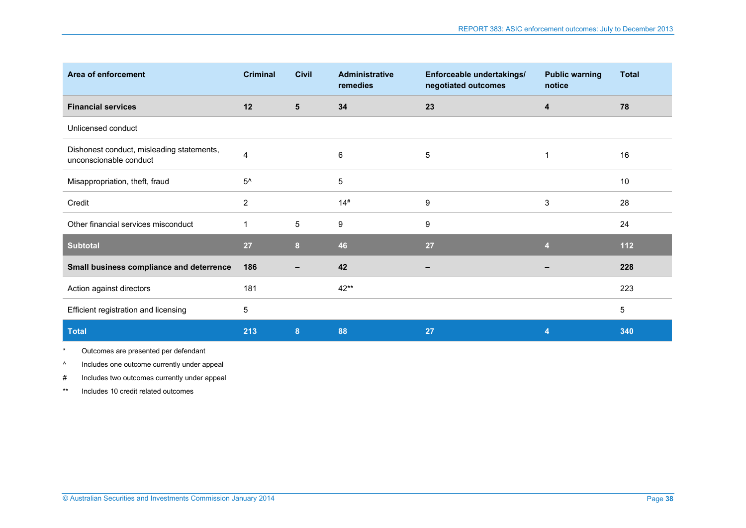| Area of enforcement | Criminal | Civil | Administrative remedies | Enforceable undertakings/ negotiated outcomes | Public warning notice | Total |
|---|---|---|---|---|---|---|
| **Financial services** | **12** | **5** | **34** | **23** | **4** | **78** |
| Unlicensed conduct | | | | | | |
| Dishonest conduct, misleading statements, unconscionable conduct | 4 | | 6 | 5 | 1 | 16 |
| Misappropriation, theft, fraud | 5^ | | 5 | | | 10 |
| Credit | 2 | | 14# | 9 | 3 | 28 |
| Other financial services misconduct | 1 | 5 | 9 | 9 | | 24 |
| **Subtotal** | **27** | **8** | **46** | **27** | **4** | **112** |
| **Small business compliance and deterrence** | **186** | **–** | **42** | **–** | **–** | **228** |
| Action against directors | 181 | | 42** | | | 223 |
| Efficient registration and licensing | 5 | | | | | 5 |
| **Total** | **213** | **8** | **88** | **27** | **4** | **340** |

\* Outcomes are presented per defendant

^ Includes one outcome currently under appeal

\# Includes two outcomes currently under appeal

\*\* Includes 10 credit related outcomes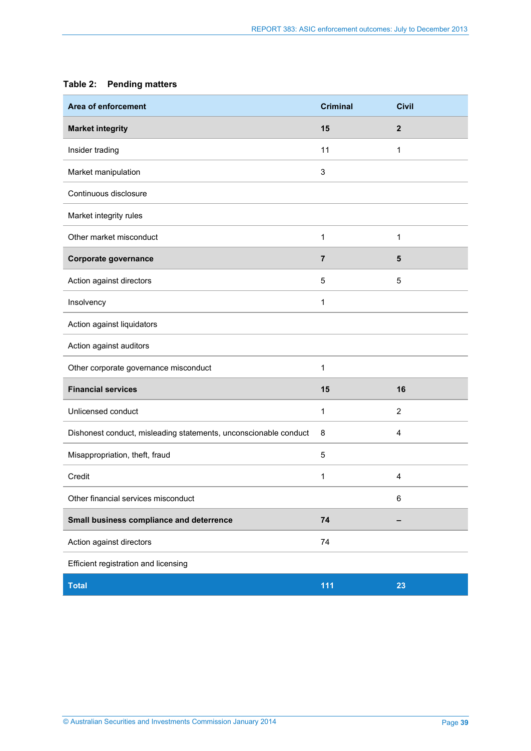**Table 2: Pending matters**

| Area of enforcement | Criminal | Civil |
|---|---|---|
| **Market integrity** | **15** | **2** |
| Insider trading | 11 | 1 |
| Market manipulation | 3 | |
| Continuous disclosure | | |
| Market integrity rules | | |
| Other market misconduct | 1 | 1 |
| **Corporate governance** | **7** | **5** |
| Action against directors | 5 | 5 |
| Insolvency | 1 | |
| Action against liquidators | | |
| Action against auditors | | |
| Other corporate governance misconduct | 1 | |
| **Financial services** | **15** | **16** |
| Unlicensed conduct | 1 | 2 |
| Dishonest conduct, misleading statements, unconscionable conduct | 8 | 4 |
| Misappropriation, theft, fraud | 5 | |
| Credit | 1 | 4 |
| Other financial services misconduct | | 6 |
| **Small business compliance and deterrence** | **74** | **–** |
| Action against directors | 74 | |
| Efficient registration and licensing | | |
| **Total** | **111** | **23** |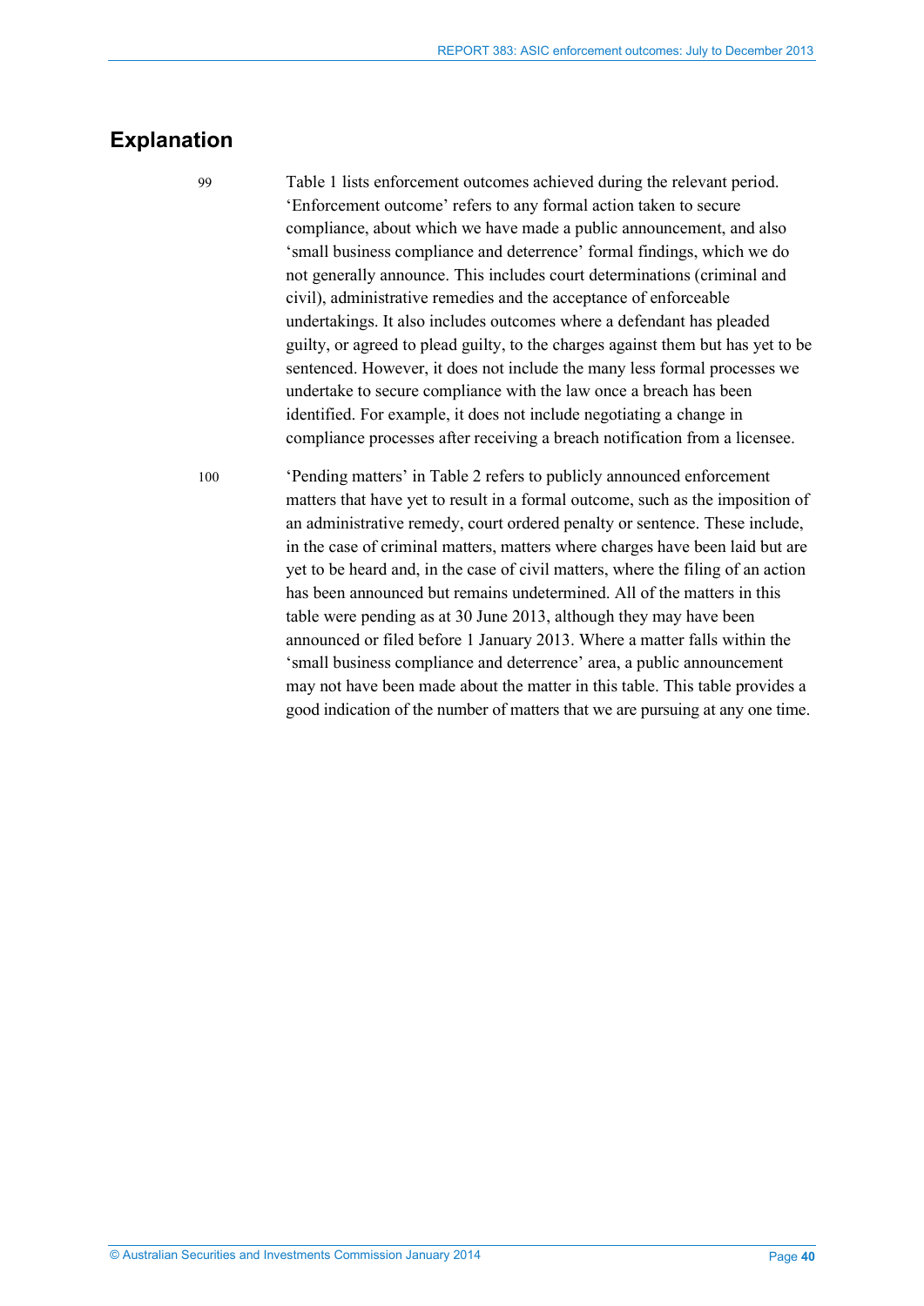## Explanation

99 Table 1 lists enforcement outcomes achieved during the relevant period. 'Enforcement outcome' refers to any formal action taken to secure compliance, about which we have made a public announcement, and also 'small business compliance and deterrence' formal findings, which we do not generally announce. This includes court determinations (criminal and civil), administrative remedies and the acceptance of enforceable undertakings. It also includes outcomes where a defendant has pleaded guilty, or agreed to plead guilty, to the charges against them but has yet to be sentenced. However, it does not include the many less formal processes we undertake to secure compliance with the law once a breach has been identified. For example, it does not include negotiating a change in compliance processes after receiving a breach notification from a licensee.

100 'Pending matters' in Table 2 refers to publicly announced enforcement matters that have yet to result in a formal outcome, such as the imposition of an administrative remedy, court ordered penalty or sentence. These include, in the case of criminal matters, matters where charges have been laid but are yet to be heard and, in the case of civil matters, where the filing of an action has been announced but remains undetermined. All of the matters in this table were pending as at 30 June 2013, although they may have been announced or filed before 1 January 2013. Where a matter falls within the 'small business compliance and deterrence' area, a public announcement may not have been made about the matter in this table. This table provides a good indication of the number of matters that we are pursuing at any one time.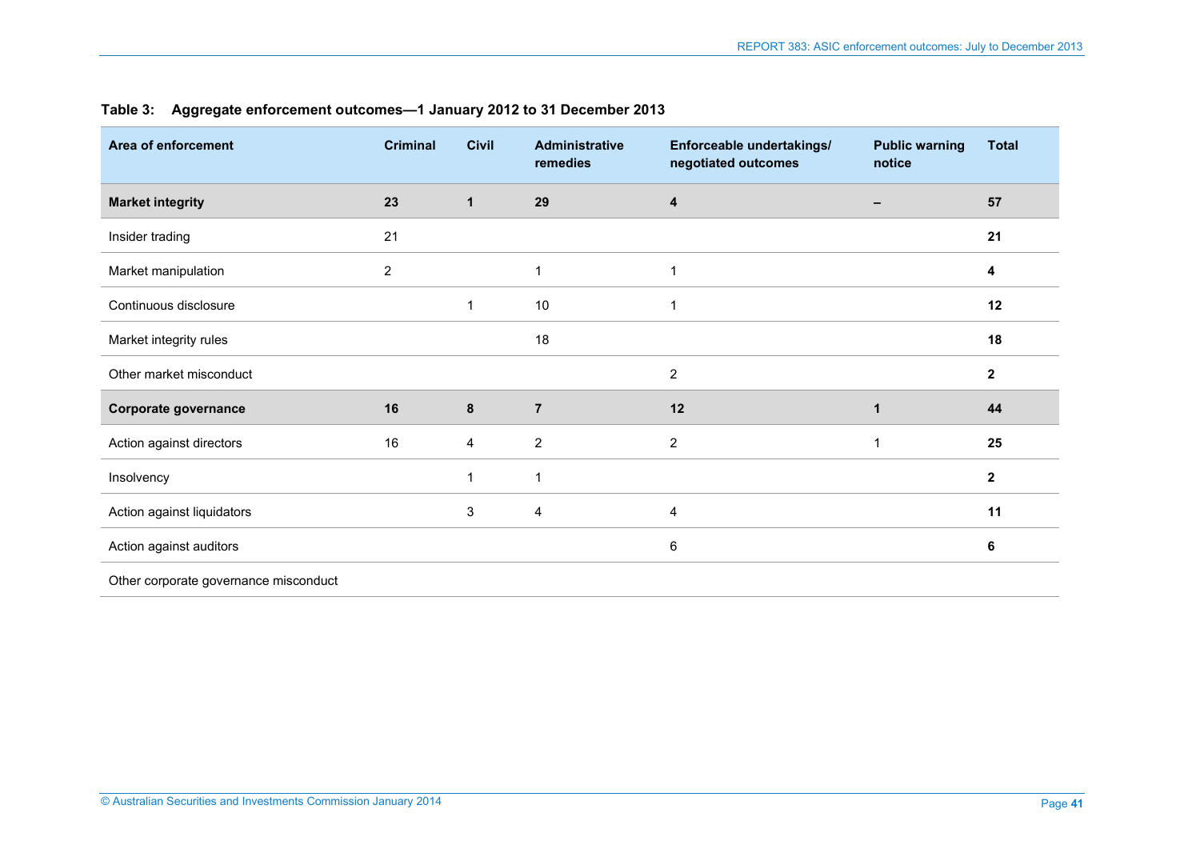**Table 3: Aggregate enforcement outcomes—1 January 2012 to 31 December 2013**

| Area of enforcement | Criminal | Civil | Administrative remedies | Enforceable undertakings/ negotiated outcomes | Public warning notice | Total |
|---|---|---|---|---|---|---|
| **Market integrity** | **23** | **1** | **29** | **4** | **–** | **57** |
| Insider trading | 21 | | | | | **21** |
| Market manipulation | 2 | | 1 | 1 | | **4** |
| Continuous disclosure | | 1 | 10 | 1 | | **12** |
| Market integrity rules | | | 18 | | | **18** |
| Other market misconduct | | | | 2 | | **2** |
| **Corporate governance** | **16** | **8** | **7** | **12** | **1** | **44** |
| Action against directors | 16 | 4 | 2 | 2 | 1 | **25** |
| Insolvency | | 1 | 1 | | | **2** |
| Action against liquidators | | 3 | 4 | 4 | | **11** |
| Action against auditors | | | | 6 | | **6** |
| Other corporate governance misconduct | | | | | | |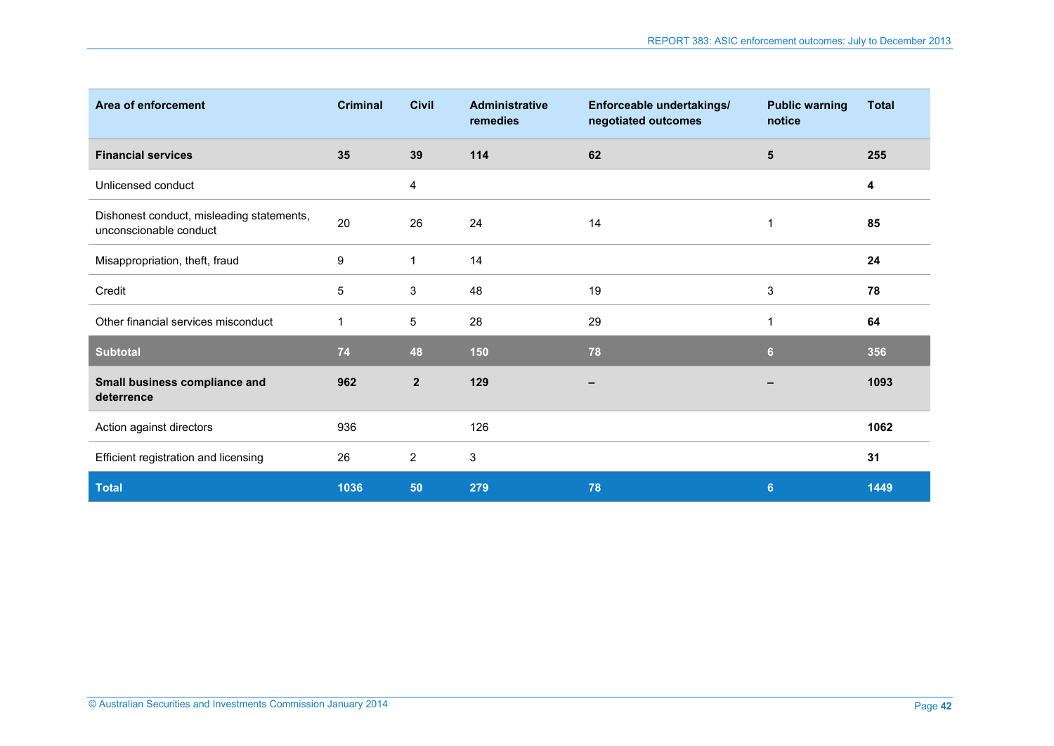| Area of enforcement | Criminal | Civil | Administrative remedies | Enforceable undertakings/ negotiated outcomes | Public warning notice | Total |
|---|---|---|---|---|---|---|
| **Financial services** | **35** | **39** | **114** | **62** | **5** | **255** |
| Unlicensed conduct | | 4 | | | | **4** |
| Dishonest conduct, misleading statements, unconscionable conduct | 20 | 26 | 24 | 14 | 1 | **85** |
| Misappropriation, theft, fraud | 9 | 1 | 14 | | | **24** |
| Credit | 5 | 3 | 48 | 19 | 3 | **78** |
| Other financial services misconduct | 1 | 5 | 28 | 29 | 1 | **64** |
| **Subtotal** | **74** | **48** | **150** | **78** | **6** | **356** |
| **Small business compliance and deterrence** | **962** | **2** | **129** | **–** | **–** | **1093** |
| Action against directors | 936 | | 126 | | | **1062** |
| Efficient registration and licensing | 26 | 2 | 3 | | | **31** |
| **Total** | **1036** | **50** | **279** | **78** | **6** | **1449** |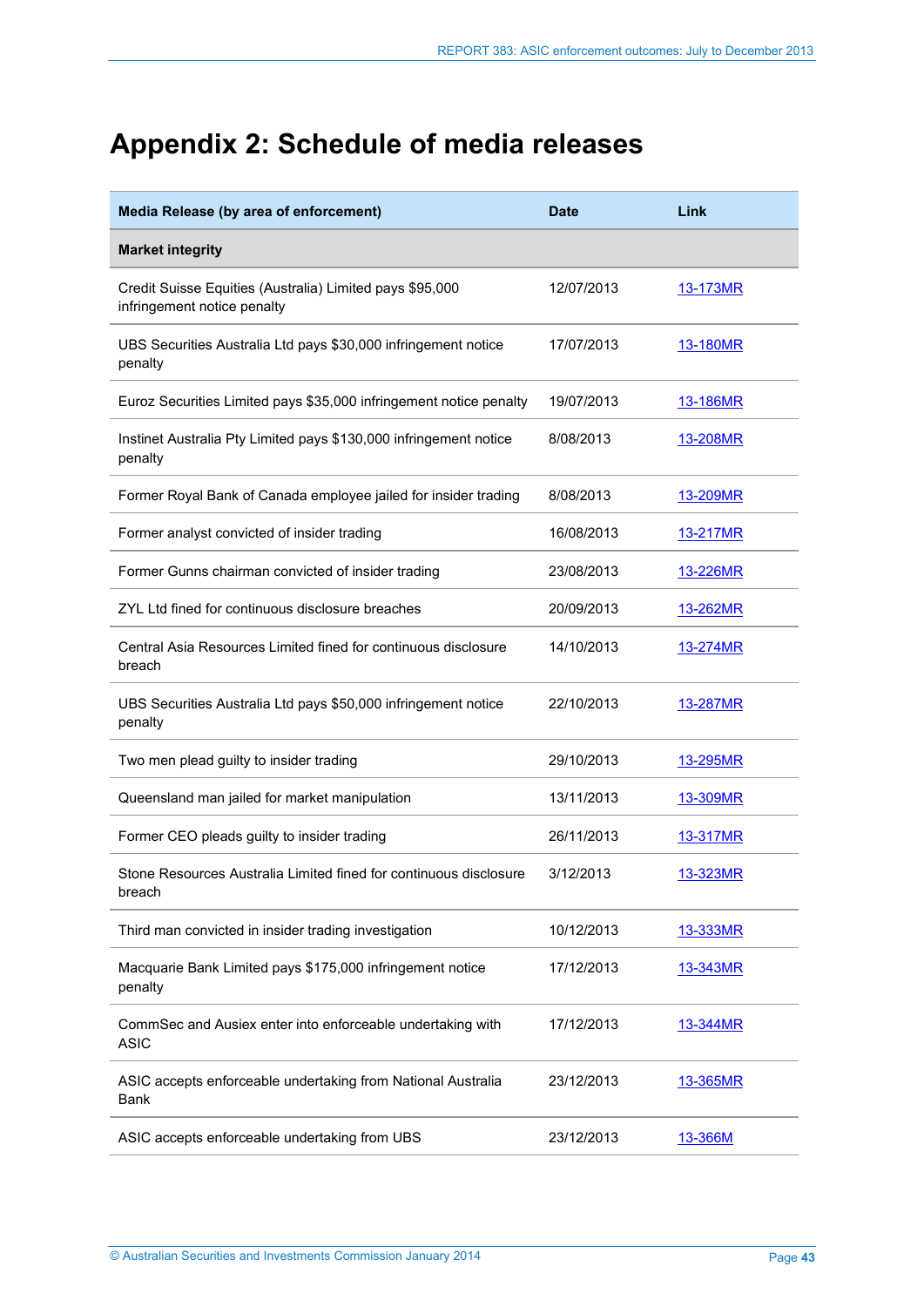# Appendix 2: Schedule of media releases

| Media Release (by area of enforcement) | Date | Link |
|---|---|---|
| **Market integrity** | | |
| Credit Suisse Equities (Australia) Limited pays $95,000 infringement notice penalty | 12/07/2013 | 13-173MR |
| UBS Securities Australia Ltd pays $30,000 infringement notice penalty | 17/07/2013 | 13-180MR |
| Euroz Securities Limited pays $35,000 infringement notice penalty | 19/07/2013 | 13-186MR |
| Instinet Australia Pty Limited pays $130,000 infringement notice penalty | 8/08/2013 | 13-208MR |
| Former Royal Bank of Canada employee jailed for insider trading | 8/08/2013 | 13-209MR |
| Former analyst convicted of insider trading | 16/08/2013 | 13-217MR |
| Former Gunns chairman convicted of insider trading | 23/08/2013 | 13-226MR |
| ZYL Ltd fined for continuous disclosure breaches | 20/09/2013 | 13-262MR |
| Central Asia Resources Limited fined for continuous disclosure breach | 14/10/2013 | 13-274MR |
| UBS Securities Australia Ltd pays $50,000 infringement notice penalty | 22/10/2013 | 13-287MR |
| Two men plead guilty to insider trading | 29/10/2013 | 13-295MR |
| Queensland man jailed for market manipulation | 13/11/2013 | 13-309MR |
| Former CEO pleads guilty to insider trading | 26/11/2013 | 13-317MR |
| Stone Resources Australia Limited fined for continuous disclosure breach | 3/12/2013 | 13-323MR |
| Third man convicted in insider trading investigation | 10/12/2013 | 13-333MR |
| Macquarie Bank Limited pays $175,000 infringement notice penalty | 17/12/2013 | 13-343MR |
| CommSec and Ausiex enter into enforceable undertaking with ASIC | 17/12/2013 | 13-344MR |
| ASIC accepts enforceable undertaking from National Australia Bank | 23/12/2013 | 13-365MR |
| ASIC accepts enforceable undertaking from UBS | 23/12/2013 | 13-366M |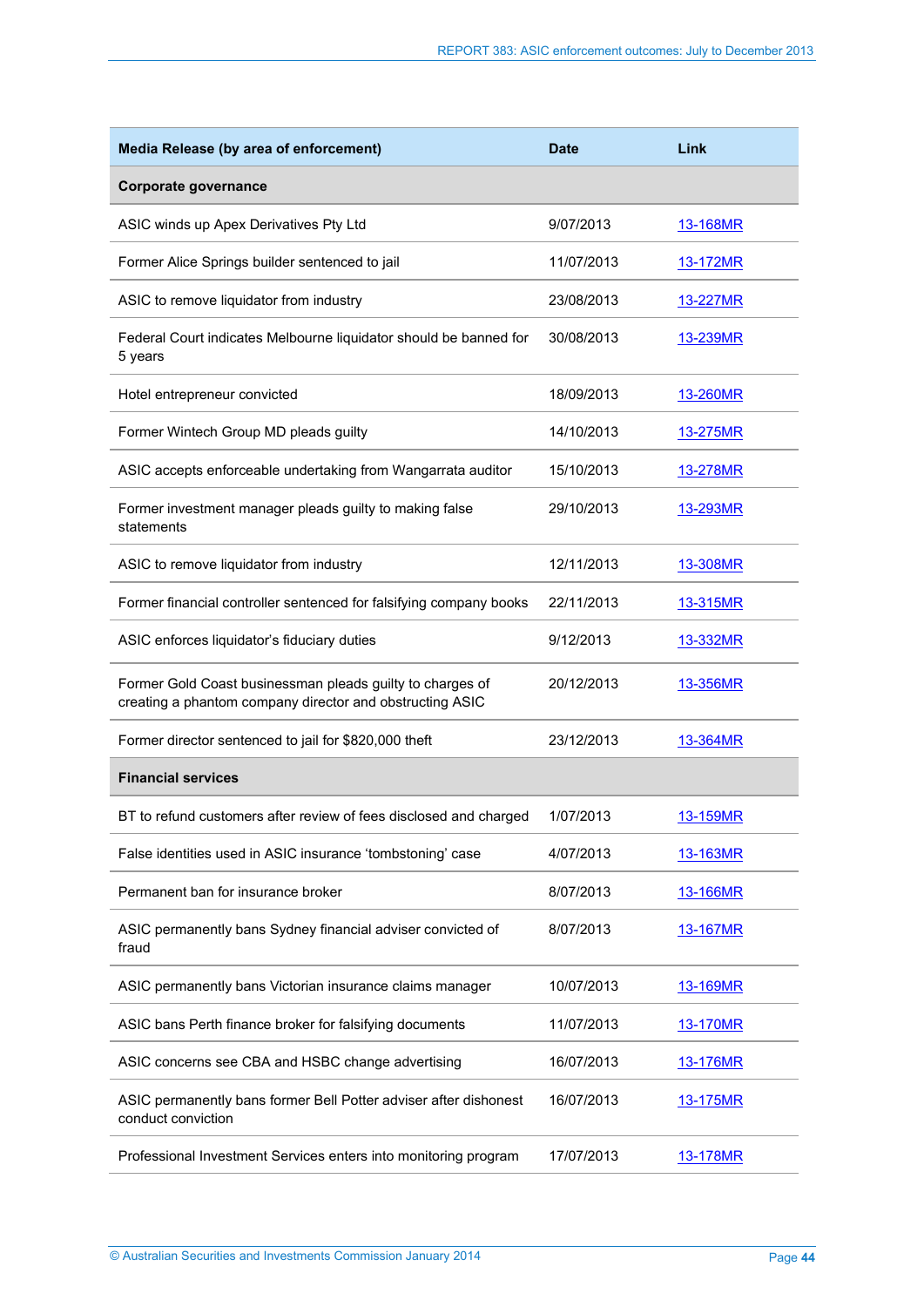| Media Release (by area of enforcement) | Date | Link |
|---|---|---|
| **Corporate governance** | | |
| ASIC winds up Apex Derivatives Pty Ltd | 9/07/2013 | 13-168MR |
| Former Alice Springs builder sentenced to jail | 11/07/2013 | 13-172MR |
| ASIC to remove liquidator from industry | 23/08/2013 | 13-227MR |
| Federal Court indicates Melbourne liquidator should be banned for 5 years | 30/08/2013 | 13-239MR |
| Hotel entrepreneur convicted | 18/09/2013 | 13-260MR |
| Former Wintech Group MD pleads guilty | 14/10/2013 | 13-275MR |
| ASIC accepts enforceable undertaking from Wangarrata auditor | 15/10/2013 | 13-278MR |
| Former investment manager pleads guilty to making false statements | 29/10/2013 | 13-293MR |
| ASIC to remove liquidator from industry | 12/11/2013 | 13-308MR |
| Former financial controller sentenced for falsifying company books | 22/11/2013 | 13-315MR |
| ASIC enforces liquidator's fiduciary duties | 9/12/2013 | 13-332MR |
| Former Gold Coast businessman pleads guilty to charges of creating a phantom company director and obstructing ASIC | 20/12/2013 | 13-356MR |
| Former director sentenced to jail for $820,000 theft | 23/12/2013 | 13-364MR |
| **Financial services** | | |
| BT to refund customers after review of fees disclosed and charged | 1/07/2013 | 13-159MR |
| False identities used in ASIC insurance 'tombstoning' case | 4/07/2013 | 13-163MR |
| Permanent ban for insurance broker | 8/07/2013 | 13-166MR |
| ASIC permanently bans Sydney financial adviser convicted of fraud | 8/07/2013 | 13-167MR |
| ASIC permanently bans Victorian insurance claims manager | 10/07/2013 | 13-169MR |
| ASIC bans Perth finance broker for falsifying documents | 11/07/2013 | 13-170MR |
| ASIC concerns see CBA and HSBC change advertising | 16/07/2013 | 13-176MR |
| ASIC permanently bans former Bell Potter adviser after dishonest conduct conviction | 16/07/2013 | 13-175MR |
| Professional Investment Services enters into monitoring program | 17/07/2013 | 13-178MR |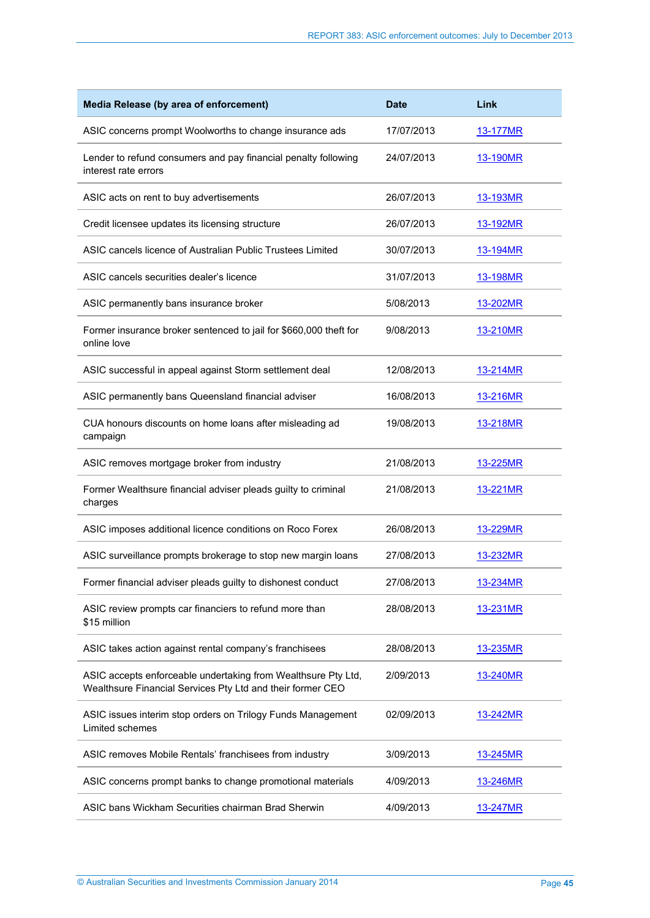| Media Release (by area of enforcement) | Date | Link |
|---|---|---|
| ASIC concerns prompt Woolworths to change insurance ads | 17/07/2013 | 13-177MR |
| Lender to refund consumers and pay financial penalty following interest rate errors | 24/07/2013 | 13-190MR |
| ASIC acts on rent to buy advertisements | 26/07/2013 | 13-193MR |
| Credit licensee updates its licensing structure | 26/07/2013 | 13-192MR |
| ASIC cancels licence of Australian Public Trustees Limited | 30/07/2013 | 13-194MR |
| ASIC cancels securities dealer's licence | 31/07/2013 | 13-198MR |
| ASIC permanently bans insurance broker | 5/08/2013 | 13-202MR |
| Former insurance broker sentenced to jail for $660,000 theft for online love | 9/08/2013 | 13-210MR |
| ASIC successful in appeal against Storm settlement deal | 12/08/2013 | 13-214MR |
| ASIC permanently bans Queensland financial adviser | 16/08/2013 | 13-216MR |
| CUA honours discounts on home loans after misleading ad campaign | 19/08/2013 | 13-218MR |
| ASIC removes mortgage broker from industry | 21/08/2013 | 13-225MR |
| Former Wealthsure financial adviser pleads guilty to criminal charges | 21/08/2013 | 13-221MR |
| ASIC imposes additional licence conditions on Roco Forex | 26/08/2013 | 13-229MR |
| ASIC surveillance prompts brokerage to stop new margin loans | 27/08/2013 | 13-232MR |
| Former financial adviser pleads guilty to dishonest conduct | 27/08/2013 | 13-234MR |
| ASIC review prompts car financiers to refund more than $15 million | 28/08/2013 | 13-231MR |
| ASIC takes action against rental company's franchisees | 28/08/2013 | 13-235MR |
| ASIC accepts enforceable undertaking from Wealthsure Pty Ltd, Wealthsure Financial Services Pty Ltd and their former CEO | 2/09/2013 | 13-240MR |
| ASIC issues interim stop orders on Trilogy Funds Management Limited schemes | 02/09/2013 | 13-242MR |
| ASIC removes Mobile Rentals' franchisees from industry | 3/09/2013 | 13-245MR |
| ASIC concerns prompt banks to change promotional materials | 4/09/2013 | 13-246MR |
| ASIC bans Wickham Securities chairman Brad Sherwin | 4/09/2013 | 13-247MR |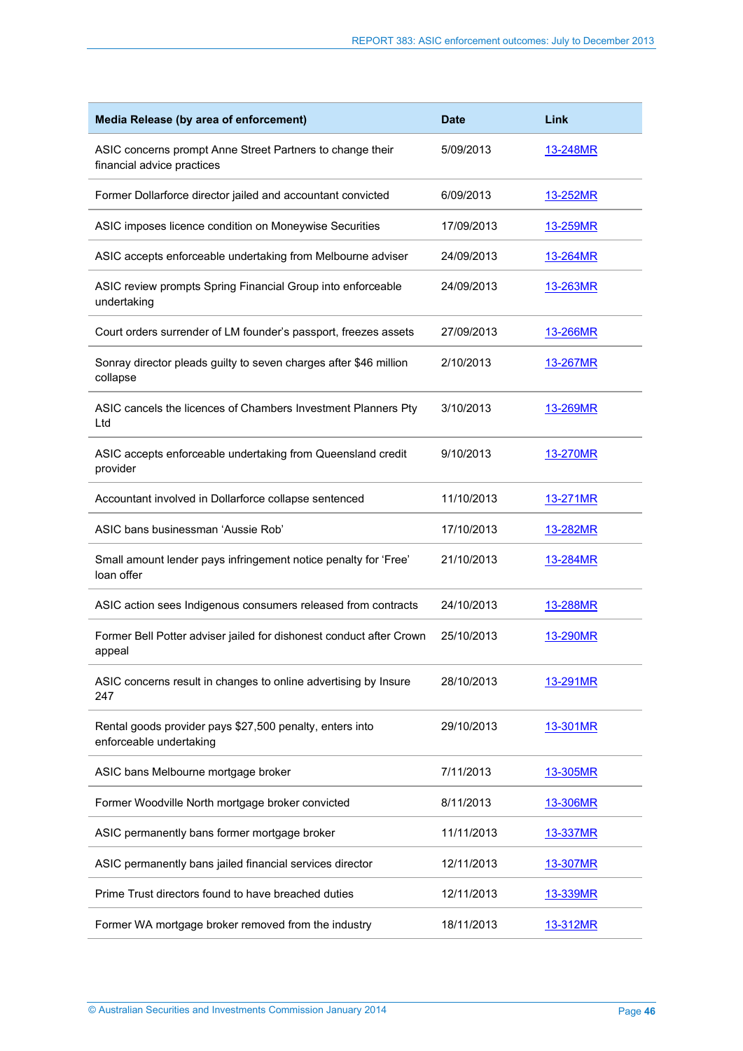| Media Release (by area of enforcement) | Date | Link |
|---|---|---|
| ASIC concerns prompt Anne Street Partners to change their financial advice practices | 5/09/2013 | 13-248MR |
| Former Dollarforce director jailed and accountant convicted | 6/09/2013 | 13-252MR |
| ASIC imposes licence condition on Moneywise Securities | 17/09/2013 | 13-259MR |
| ASIC accepts enforceable undertaking from Melbourne adviser | 24/09/2013 | 13-264MR |
| ASIC review prompts Spring Financial Group into enforceable undertaking | 24/09/2013 | 13-263MR |
| Court orders surrender of LM founder's passport, freezes assets | 27/09/2013 | 13-266MR |
| Sonray director pleads guilty to seven charges after $46 million collapse | 2/10/2013 | 13-267MR |
| ASIC cancels the licences of Chambers Investment Planners Pty Ltd | 3/10/2013 | 13-269MR |
| ASIC accepts enforceable undertaking from Queensland credit provider | 9/10/2013 | 13-270MR |
| Accountant involved in Dollarforce collapse sentenced | 11/10/2013 | 13-271MR |
| ASIC bans businessman 'Aussie Rob' | 17/10/2013 | 13-282MR |
| Small amount lender pays infringement notice penalty for 'Free' loan offer | 21/10/2013 | 13-284MR |
| ASIC action sees Indigenous consumers released from contracts | 24/10/2013 | 13-288MR |
| Former Bell Potter adviser jailed for dishonest conduct after Crown appeal | 25/10/2013 | 13-290MR |
| ASIC concerns result in changes to online advertising by Insure 247 | 28/10/2013 | 13-291MR |
| Rental goods provider pays $27,500 penalty, enters into enforceable undertaking | 29/10/2013 | 13-301MR |
| ASIC bans Melbourne mortgage broker | 7/11/2013 | 13-305MR |
| Former Woodville North mortgage broker convicted | 8/11/2013 | 13-306MR |
| ASIC permanently bans former mortgage broker | 11/11/2013 | 13-337MR |
| ASIC permanently bans jailed financial services director | 12/11/2013 | 13-307MR |
| Prime Trust directors found to have breached duties | 12/11/2013 | 13-339MR |
| Former WA mortgage broker removed from the industry | 18/11/2013 | 13-312MR |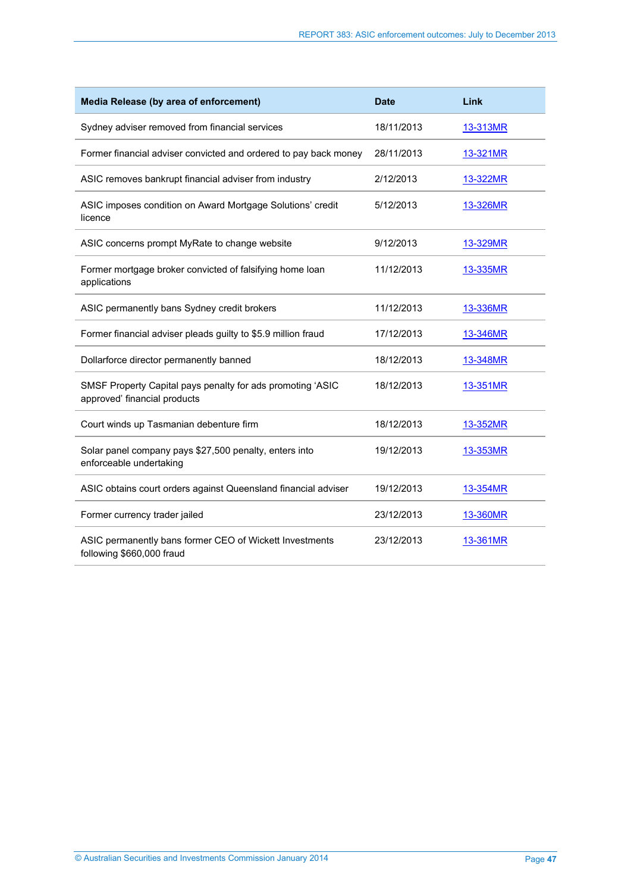| Media Release (by area of enforcement) | Date | Link |
|---|---|---|
| Sydney adviser removed from financial services | 18/11/2013 | 13-313MR |
| Former financial adviser convicted and ordered to pay back money | 28/11/2013 | 13-321MR |
| ASIC removes bankrupt financial adviser from industry | 2/12/2013 | 13-322MR |
| ASIC imposes condition on Award Mortgage Solutions' credit licence | 5/12/2013 | 13-326MR |
| ASIC concerns prompt MyRate to change website | 9/12/2013 | 13-329MR |
| Former mortgage broker convicted of falsifying home loan applications | 11/12/2013 | 13-335MR |
| ASIC permanently bans Sydney credit brokers | 11/12/2013 | 13-336MR |
| Former financial adviser pleads guilty to $5.9 million fraud | 17/12/2013 | 13-346MR |
| Dollarforce director permanently banned | 18/12/2013 | 13-348MR |
| SMSF Property Capital pays penalty for ads promoting 'ASIC approved' financial products | 18/12/2013 | 13-351MR |
| Court winds up Tasmanian debenture firm | 18/12/2013 | 13-352MR |
| Solar panel company pays $27,500 penalty, enters into enforceable undertaking | 19/12/2013 | 13-353MR |
| ASIC obtains court orders against Queensland financial adviser | 19/12/2013 | 13-354MR |
| Former currency trader jailed | 23/12/2013 | 13-360MR |
| ASIC permanently bans former CEO of Wickett Investments following $660,000 fraud | 23/12/2013 | 13-361MR |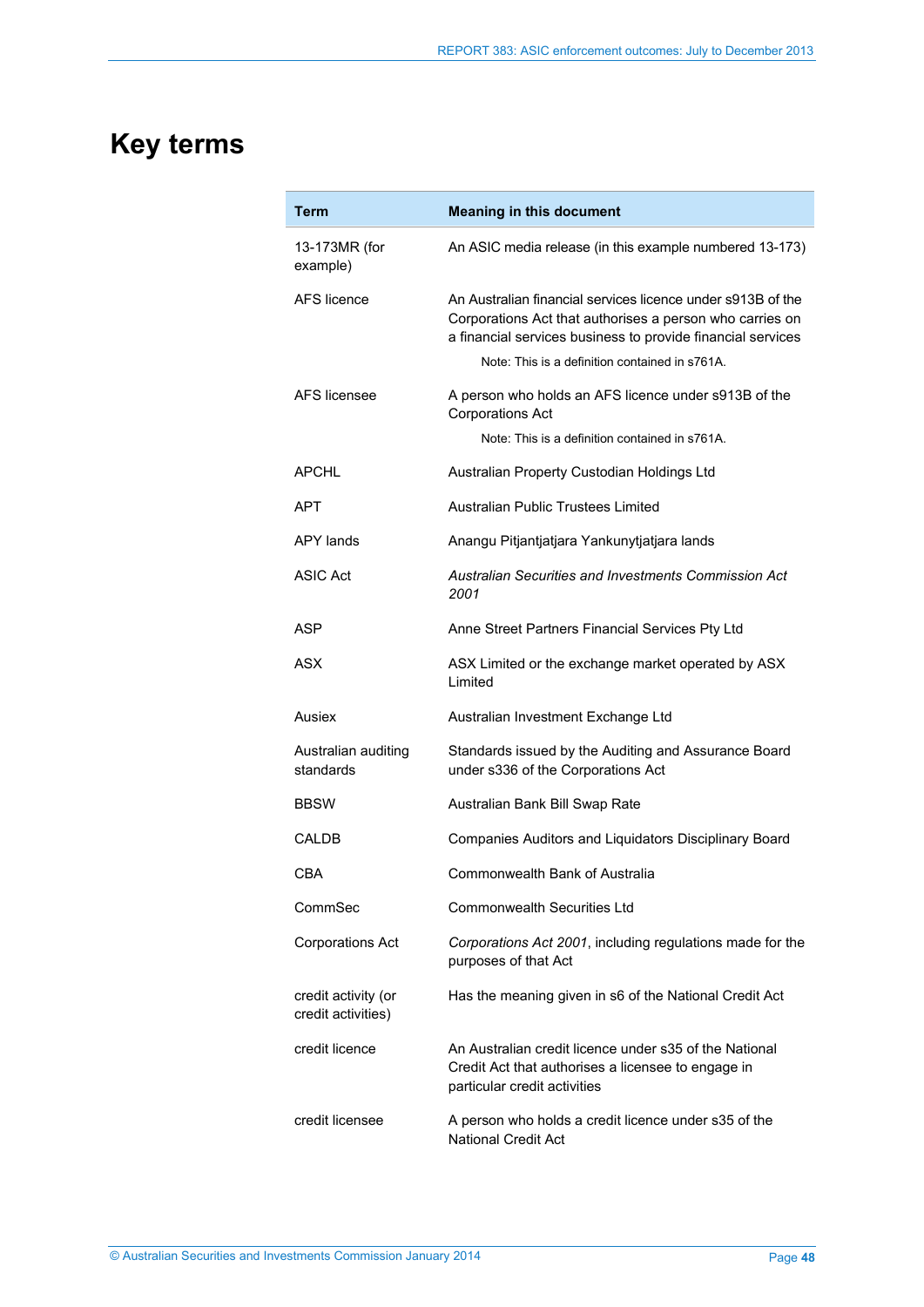# Key terms

| Term | Meaning in this document |
| --- | --- |
| 13-173MR (for example) | An ASIC media release (in this example numbered 13-173) |
| AFS licence | An Australian financial services licence under s913B of the Corporations Act that authorises a person who carries on a financial services business to provide financial services<br>Note: This is a definition contained in s761A. |
| AFS licensee | A person who holds an AFS licence under s913B of the Corporations Act<br>Note: This is a definition contained in s761A. |
| APCHL | Australian Property Custodian Holdings Ltd |
| APT | Australian Public Trustees Limited |
| APY lands | Anangu Pitjantjatjara Yankunytjatjara lands |
| ASIC Act | *Australian Securities and Investments Commission Act 2001* |
| ASP | Anne Street Partners Financial Services Pty Ltd |
| ASX | ASX Limited or the exchange market operated by ASX Limited |
| Ausiex | Australian Investment Exchange Ltd |
| Australian auditing standards | Standards issued by the Auditing and Assurance Board under s336 of the Corporations Act |
| BBSW | Australian Bank Bill Swap Rate |
| CALDB | Companies Auditors and Liquidators Disciplinary Board |
| CBA | Commonwealth Bank of Australia |
| CommSec | Commonwealth Securities Ltd |
| Corporations Act | *Corporations Act 2001*, including regulations made for the purposes of that Act |
| credit activity (or credit activities) | Has the meaning given in s6 of the National Credit Act |
| credit licence | An Australian credit licence under s35 of the National Credit Act that authorises a licensee to engage in particular credit activities |
| credit licensee | A person who holds a credit licence under s35 of the National Credit Act |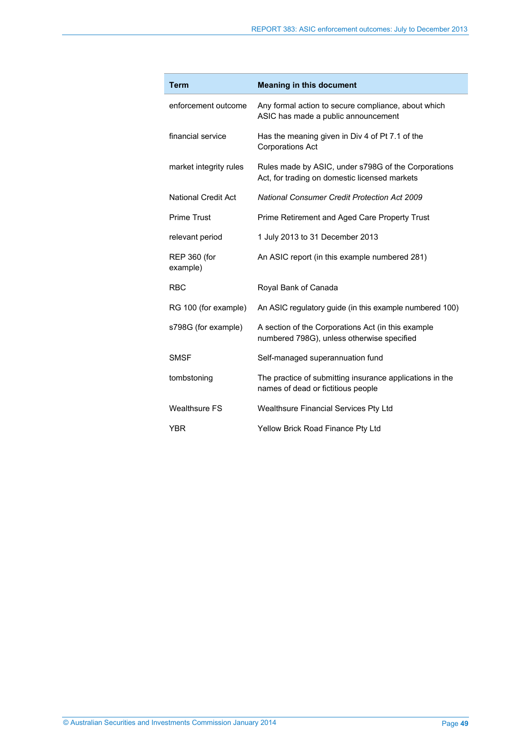| Term | Meaning in this document |
| --- | --- |
| enforcement outcome | Any formal action to secure compliance, about which ASIC has made a public announcement |
| financial service | Has the meaning given in Div 4 of Pt 7.1 of the Corporations Act |
| market integrity rules | Rules made by ASIC, under s798G of the Corporations Act, for trading on domestic licensed markets |
| National Credit Act | *National Consumer Credit Protection Act 2009* |
| Prime Trust | Prime Retirement and Aged Care Property Trust |
| relevant period | 1 July 2013 to 31 December 2013 |
| REP 360 (for example) | An ASIC report (in this example numbered 281) |
| RBC | Royal Bank of Canada |
| RG 100 (for example) | An ASIC regulatory guide (in this example numbered 100) |
| s798G (for example) | A section of the Corporations Act (in this example numbered 798G), unless otherwise specified |
| SMSF | Self-managed superannuation fund |
| tombstoning | The practice of submitting insurance applications in the names of dead or fictitious people |
| Wealthsure FS | Wealthsure Financial Services Pty Ltd |
| YBR | Yellow Brick Road Finance Pty Ltd |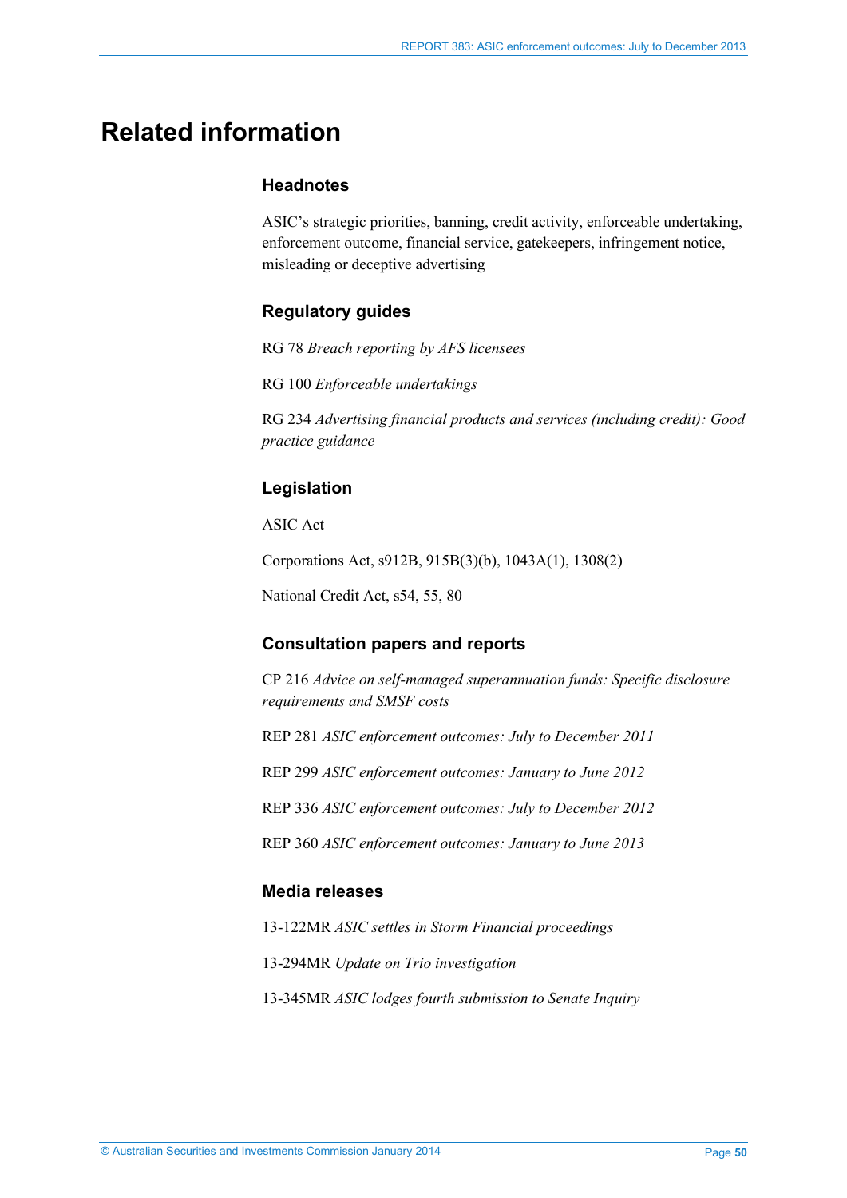# Related information

### Headnotes

ASIC's strategic priorities, banning, credit activity, enforceable undertaking, enforcement outcome, financial service, gatekeepers, infringement notice, misleading or deceptive advertising

### Regulatory guides

RG 78 *Breach reporting by AFS licensees*

RG 100 *Enforceable undertakings*

RG 234 *Advertising financial products and services (including credit): Good practice guidance*

### Legislation

ASIC Act

Corporations Act, s912B, 915B(3)(b), 1043A(1), 1308(2)

National Credit Act, s54, 55, 80

### Consultation papers and reports

CP 216 *Advice on self-managed superannuation funds: Specific disclosure requirements and SMSF costs*

REP 281 *ASIC enforcement outcomes: July to December 2011*

REP 299 *ASIC enforcement outcomes: January to June 2012*

REP 336 *ASIC enforcement outcomes: July to December 2012*

REP 360 *ASIC enforcement outcomes: January to June 2013*

### Media releases

13-122MR *ASIC settles in Storm Financial proceedings*

13-294MR *Update on Trio investigation*

13-345MR *ASIC lodges fourth submission to Senate Inquiry*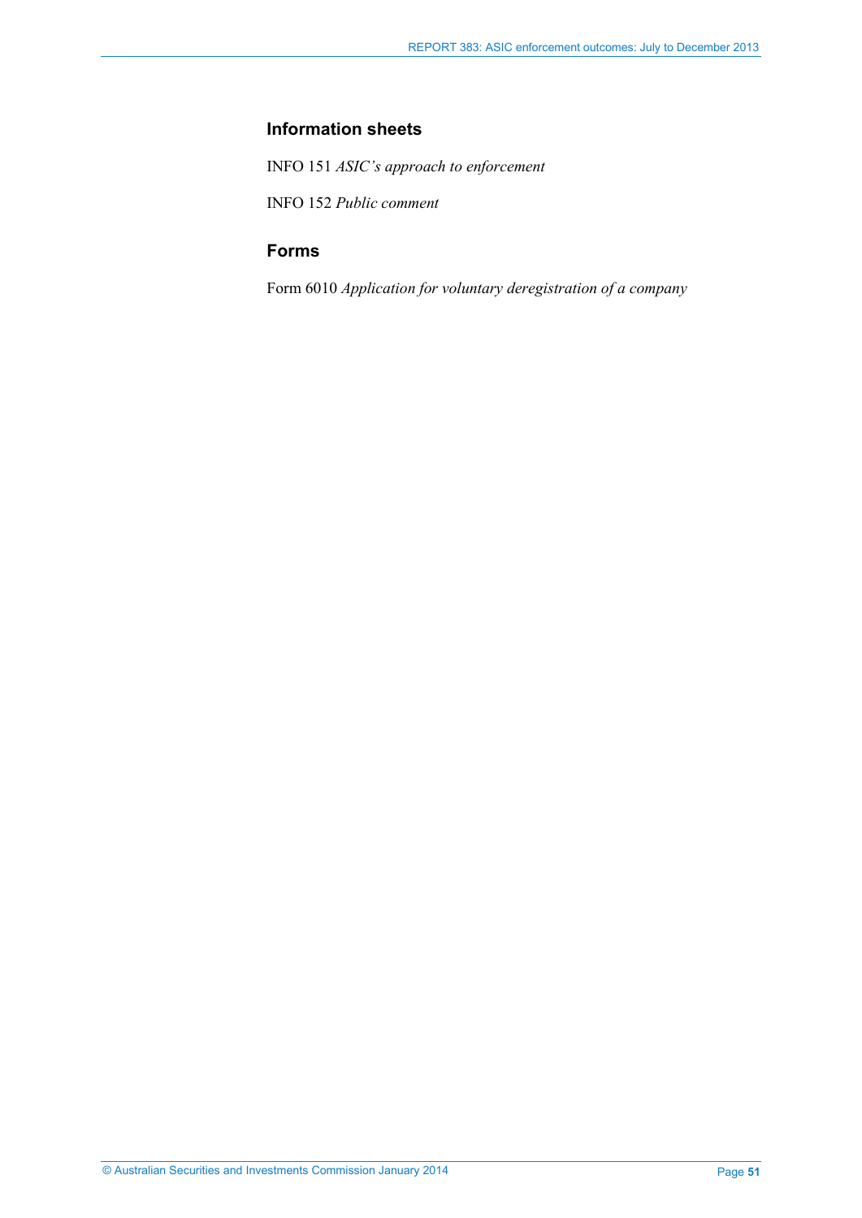## Information sheets

INFO 151 *ASIC's approach to enforcement*

INFO 152 *Public comment*

## Forms

Form 6010 *Application for voluntary deregistration of a company*